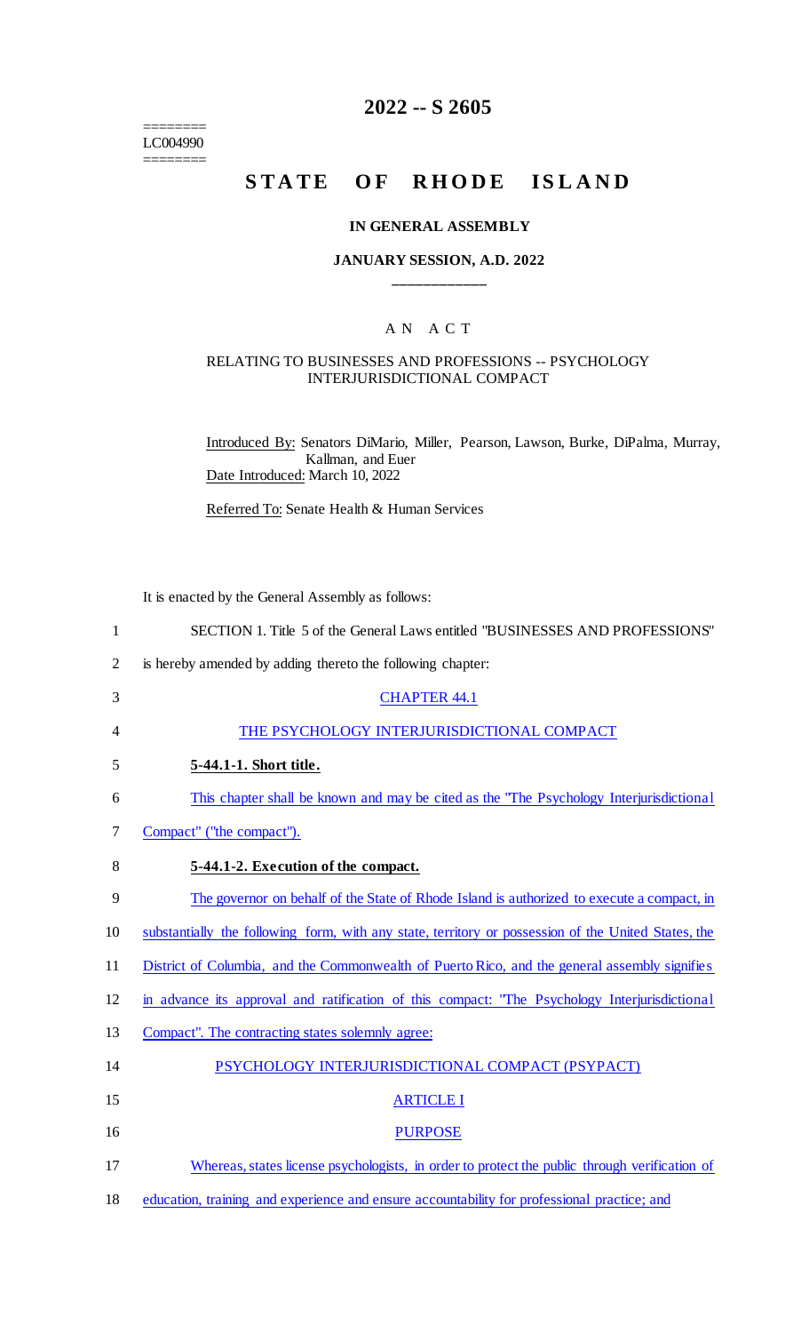========
LC004990
========

# 2022 -- S 2605

## STATE OF RHODE ISLAND

### IN GENERAL ASSEMBLY

### JANUARY SESSION, A.D. 2022

____________

### A N A C T

RELATING TO BUSINESSES AND PROFESSIONS -- PSYCHOLOGY INTERJURISDICTIONAL COMPACT

Introduced By: Senators DiMario, Miller, Pearson, Lawson, Burke, DiPalma, Murray, Kallman, and Euer

Date Introduced: March 10, 2022

Referred To: Senate Health & Human Services

It is enacted by the General Assembly as follows:

1 SECTION 1. Title 5 of the General Laws entitled "BUSINESSES AND PROFESSIONS"
2 is hereby amended by adding thereto the following chapter:

3 CHAPTER 44.1

4 THE PSYCHOLOGY INTERJURISDICTIONAL COMPACT

5 **5-44.1-1. Short title.**

6 This chapter shall be known and may be cited as the "The Psychology Interjurisdictional
7 Compact" ("the compact").

8 **5-44.1-2. Execution of the compact.**

9 The governor on behalf of the State of Rhode Island is authorized to execute a compact, in
10 substantially the following form, with any state, territory or possession of the United States, the
11 District of Columbia, and the Commonwealth of Puerto Rico, and the general assembly signifies
12 in advance its approval and ratification of this compact: "The Psychology Interjurisdictional
13 Compact". The contracting states solemnly agree:

14 PSYCHOLOGY INTERJURISDICTIONAL COMPACT (PSYPACT)

15 ARTICLE I

16 PURPOSE

17 Whereas, states license psychologists, in order to protect the public through verification of
18 education, training and experience and ensure accountability for professional practice; and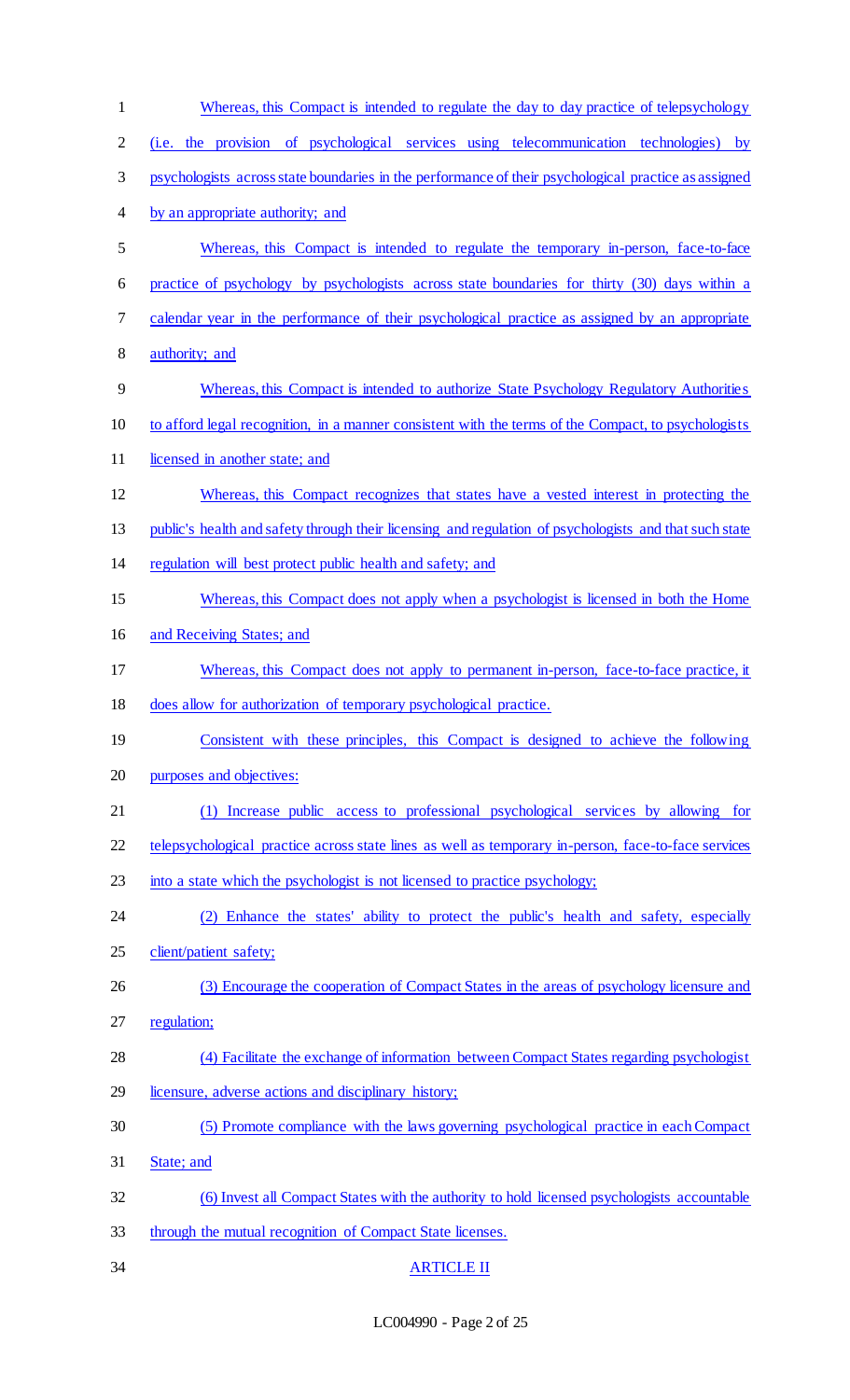Whereas, this Compact is intended to regulate the day to day practice of telepsychology (i.e. the provision of psychological services using telecommunication technologies) by psychologists across state boundaries in the performance of their psychological practice as assigned by an appropriate authority; and

Whereas, this Compact is intended to regulate the temporary in-person, face-to-face practice of psychology by psychologists across state boundaries for thirty (30) days within a calendar year in the performance of their psychological practice as assigned by an appropriate authority; and

Whereas, this Compact is intended to authorize State Psychology Regulatory Authorities to afford legal recognition, in a manner consistent with the terms of the Compact, to psychologists licensed in another state; and

Whereas, this Compact recognizes that states have a vested interest in protecting the public's health and safety through their licensing and regulation of psychologists and that such state regulation will best protect public health and safety; and

Whereas, this Compact does not apply when a psychologist is licensed in both the Home and Receiving States; and

Whereas, this Compact does not apply to permanent in-person, face-to-face practice, it does allow for authorization of temporary psychological practice.

Consistent with these principles, this Compact is designed to achieve the following purposes and objectives:

(1) Increase public access to professional psychological services by allowing for telepsychological practice across state lines as well as temporary in-person, face-to-face services into a state which the psychologist is not licensed to practice psychology;

(2) Enhance the states' ability to protect the public's health and safety, especially client/patient safety;

(3) Encourage the cooperation of Compact States in the areas of psychology licensure and regulation;

(4) Facilitate the exchange of information between Compact States regarding psychologist licensure, adverse actions and disciplinary history;

(5) Promote compliance with the laws governing psychological practice in each Compact State; and

(6) Invest all Compact States with the authority to hold licensed psychologists accountable through the mutual recognition of Compact State licenses.

ARTICLE II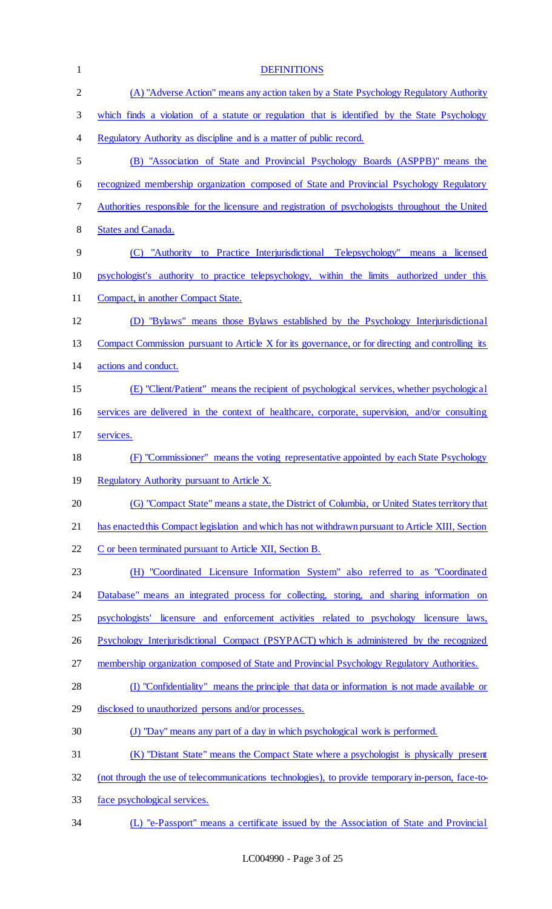DEFINITIONS

(A) "Adverse Action" means any action taken by a State Psychology Regulatory Authority which finds a violation of a statute or regulation that is identified by the State Psychology Regulatory Authority as discipline and is a matter of public record.

(B) "Association of State and Provincial Psychology Boards (ASPPB)" means the recognized membership organization composed of State and Provincial Psychology Regulatory Authorities responsible for the licensure and registration of psychologists throughout the United States and Canada.

(C) "Authority to Practice Interjurisdictional Telepsychology" means a licensed psychologist's authority to practice telepsychology, within the limits authorized under this Compact, in another Compact State.

(D) "Bylaws" means those Bylaws established by the Psychology Interjurisdictional Compact Commission pursuant to Article X for its governance, or for directing and controlling its actions and conduct.

(E) "Client/Patient" means the recipient of psychological services, whether psychological services are delivered in the context of healthcare, corporate, supervision, and/or consulting services.

(F) "Commissioner" means the voting representative appointed by each State Psychology Regulatory Authority pursuant to Article X.

(G) "Compact State" means a state, the District of Columbia, or United States territory that has enacted this Compact legislation and which has not withdrawn pursuant to Article XIII, Section C or been terminated pursuant to Article XII, Section B.

(H) "Coordinated Licensure Information System" also referred to as "Coordinated Database" means an integrated process for collecting, storing, and sharing information on psychologists' licensure and enforcement activities related to psychology licensure laws, Psychology Interjurisdictional Compact (PSYPACT) which is administered by the recognized membership organization composed of State and Provincial Psychology Regulatory Authorities.

(I) "Confidentiality" means the principle that data or information is not made available or disclosed to unauthorized persons and/or processes.

(J) "Day" means any part of a day in which psychological work is performed.

(K) "Distant State" means the Compact State where a psychologist is physically present (not through the use of telecommunications technologies), to provide temporary in-person, face-to-face psychological services.

(L) "e-Passport" means a certificate issued by the Association of State and Provincial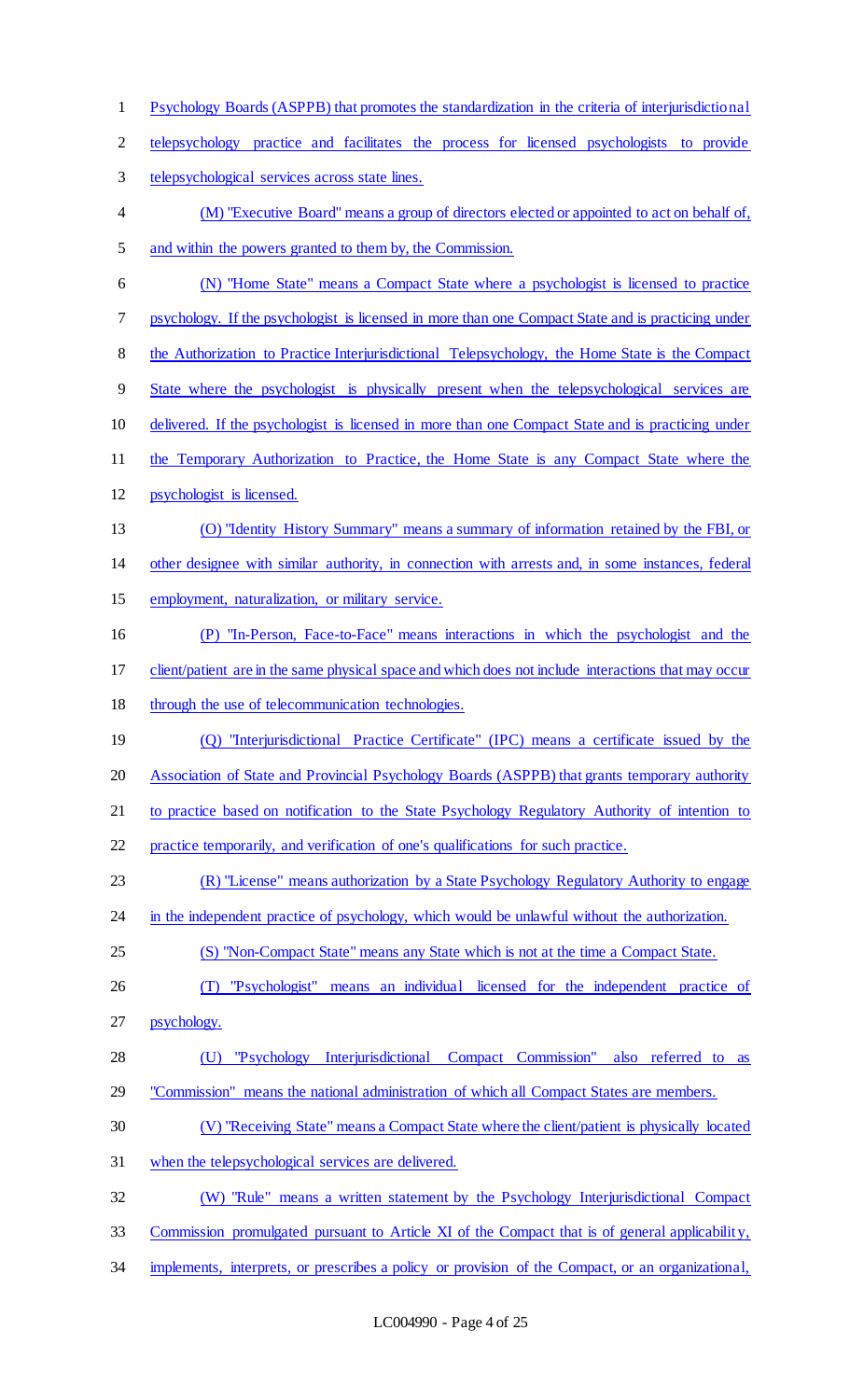Psychology Boards (ASPPB) that promotes the standardization in the criteria of interjurisdictional telepsychology practice and facilitates the process for licensed psychologists to provide telepsychological services across state lines.

(M) "Executive Board" means a group of directors elected or appointed to act on behalf of, and within the powers granted to them by, the Commission.

(N) "Home State" means a Compact State where a psychologist is licensed to practice psychology. If the psychologist is licensed in more than one Compact State and is practicing under the Authorization to Practice Interjurisdictional Telepsychology, the Home State is the Compact State where the psychologist is physically present when the telepsychological services are delivered. If the psychologist is licensed in more than one Compact State and is practicing under the Temporary Authorization to Practice, the Home State is any Compact State where the psychologist is licensed.

(O) "Identity History Summary" means a summary of information retained by the FBI, or other designee with similar authority, in connection with arrests and, in some instances, federal employment, naturalization, or military service.

(P) "In-Person, Face-to-Face" means interactions in which the psychologist and the client/patient are in the same physical space and which does not include interactions that may occur through the use of telecommunication technologies.

(Q) "Interjurisdictional Practice Certificate" (IPC) means a certificate issued by the Association of State and Provincial Psychology Boards (ASPPB) that grants temporary authority to practice based on notification to the State Psychology Regulatory Authority of intention to practice temporarily, and verification of one's qualifications for such practice.

(R) "License" means authorization by a State Psychology Regulatory Authority to engage in the independent practice of psychology, which would be unlawful without the authorization.

(S) "Non-Compact State" means any State which is not at the time a Compact State.

(T) "Psychologist" means an individual licensed for the independent practice of psychology.

(U) "Psychology Interjurisdictional Compact Commission" also referred to as "Commission" means the national administration of which all Compact States are members.

(V) "Receiving State" means a Compact State where the client/patient is physically located when the telepsychological services are delivered.

(W) "Rule" means a written statement by the Psychology Interjurisdictional Compact Commission promulgated pursuant to Article XI of the Compact that is of general applicability, implements, interprets, or prescribes a policy or provision of the Compact, or an organizational,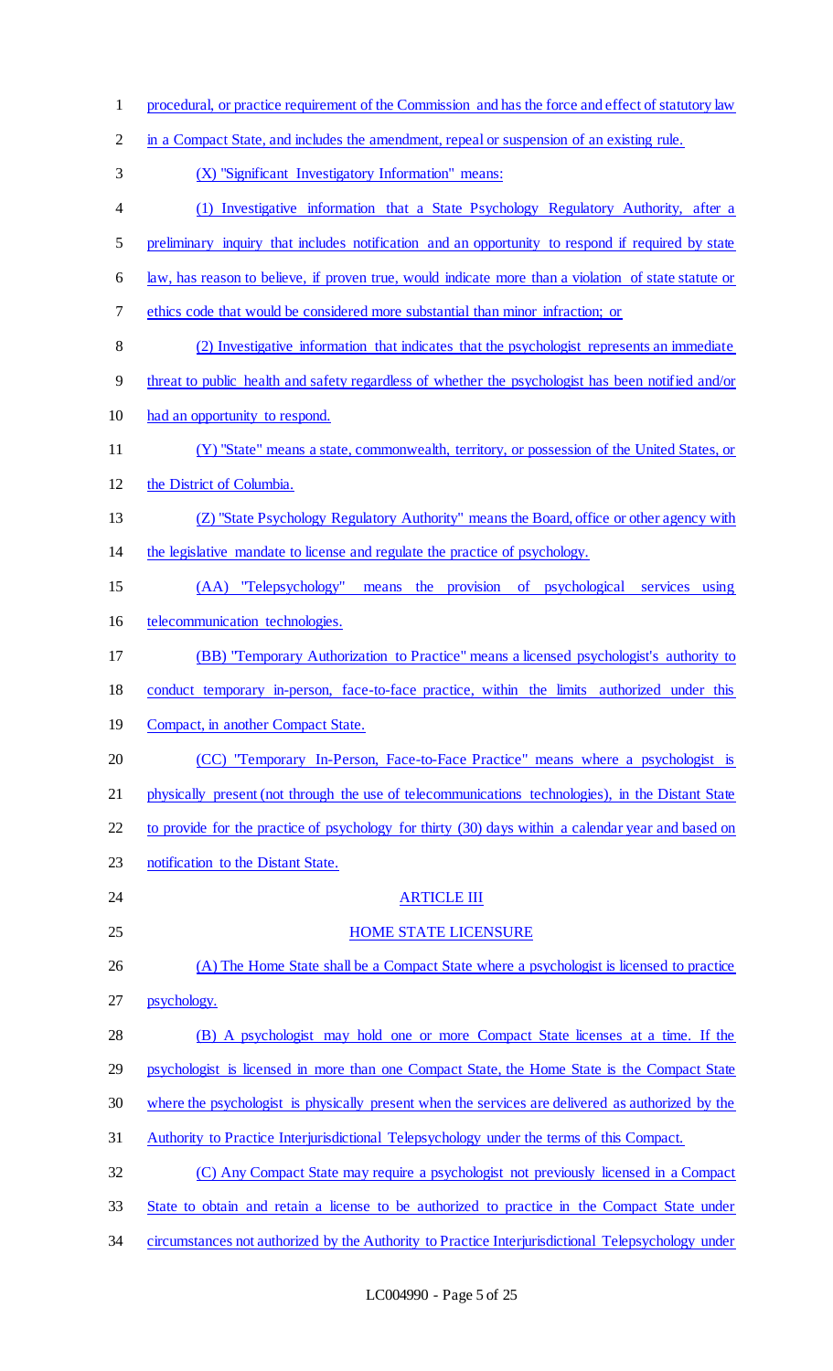procedural, or practice requirement of the Commission and has the force and effect of statutory law in a Compact State, and includes the amendment, repeal or suspension of an existing rule.

(X) "Significant Investigatory Information" means:

(1) Investigative information that a State Psychology Regulatory Authority, after a preliminary inquiry that includes notification and an opportunity to respond if required by state law, has reason to believe, if proven true, would indicate more than a violation of state statute or ethics code that would be considered more substantial than minor infraction; or

(2) Investigative information that indicates that the psychologist represents an immediate threat to public health and safety regardless of whether the psychologist has been notified and/or had an opportunity to respond.

(Y) "State" means a state, commonwealth, territory, or possession of the United States, or the District of Columbia.

(Z) "State Psychology Regulatory Authority" means the Board, office or other agency with the legislative mandate to license and regulate the practice of psychology.

(AA) "Telepsychology" means the provision of psychological services using telecommunication technologies.

(BB) "Temporary Authorization to Practice" means a licensed psychologist's authority to conduct temporary in-person, face-to-face practice, within the limits authorized under this Compact, in another Compact State.

(CC) "Temporary In-Person, Face-to-Face Practice" means where a psychologist is physically present (not through the use of telecommunications technologies), in the Distant State to provide for the practice of psychology for thirty (30) days within a calendar year and based on notification to the Distant State.

## ARTICLE III

## HOME STATE LICENSURE

(A) The Home State shall be a Compact State where a psychologist is licensed to practice psychology.

(B) A psychologist may hold one or more Compact State licenses at a time. If the psychologist is licensed in more than one Compact State, the Home State is the Compact State where the psychologist is physically present when the services are delivered as authorized by the Authority to Practice Interjurisdictional Telepsychology under the terms of this Compact.

(C) Any Compact State may require a psychologist not previously licensed in a Compact State to obtain and retain a license to be authorized to practice in the Compact State under circumstances not authorized by the Authority to Practice Interjurisdictional Telepsychology under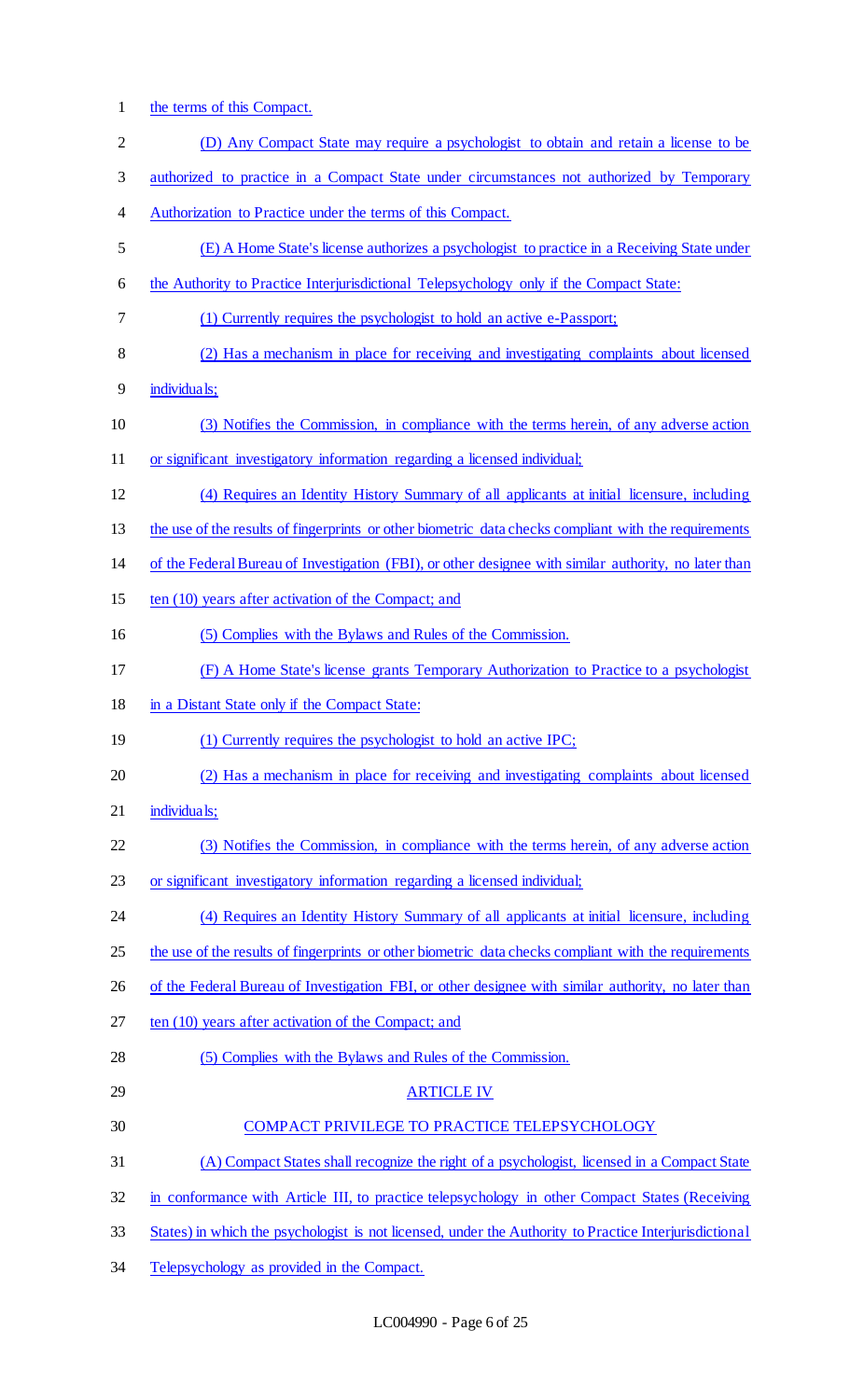the terms of this Compact.

(D) Any Compact State may require a psychologist to obtain and retain a license to be authorized to practice in a Compact State under circumstances not authorized by Temporary Authorization to Practice under the terms of this Compact.

(E) A Home State's license authorizes a psychologist to practice in a Receiving State under the Authority to Practice Interjurisdictional Telepsychology only if the Compact State:

(1) Currently requires the psychologist to hold an active e-Passport;

(2) Has a mechanism in place for receiving and investigating complaints about licensed individuals;

(3) Notifies the Commission, in compliance with the terms herein, of any adverse action or significant investigatory information regarding a licensed individual;

(4) Requires an Identity History Summary of all applicants at initial licensure, including the use of the results of fingerprints or other biometric data checks compliant with the requirements of the Federal Bureau of Investigation (FBI), or other designee with similar authority, no later than ten (10) years after activation of the Compact; and

(5) Complies with the Bylaws and Rules of the Commission.

(F) A Home State's license grants Temporary Authorization to Practice to a psychologist in a Distant State only if the Compact State:

(1) Currently requires the psychologist to hold an active IPC;

(2) Has a mechanism in place for receiving and investigating complaints about licensed individuals;

(3) Notifies the Commission, in compliance with the terms herein, of any adverse action or significant investigatory information regarding a licensed individual;

(4) Requires an Identity History Summary of all applicants at initial licensure, including the use of the results of fingerprints or other biometric data checks compliant with the requirements of the Federal Bureau of Investigation FBI, or other designee with similar authority, no later than ten (10) years after activation of the Compact; and

(5) Complies with the Bylaws and Rules of the Commission.

ARTICLE IV

COMPACT PRIVILEGE TO PRACTICE TELEPSYCHOLOGY

(A) Compact States shall recognize the right of a psychologist, licensed in a Compact State in conformance with Article III, to practice telepsychology in other Compact States (Receiving States) in which the psychologist is not licensed, under the Authority to Practice Interjurisdictional Telepsychology as provided in the Compact.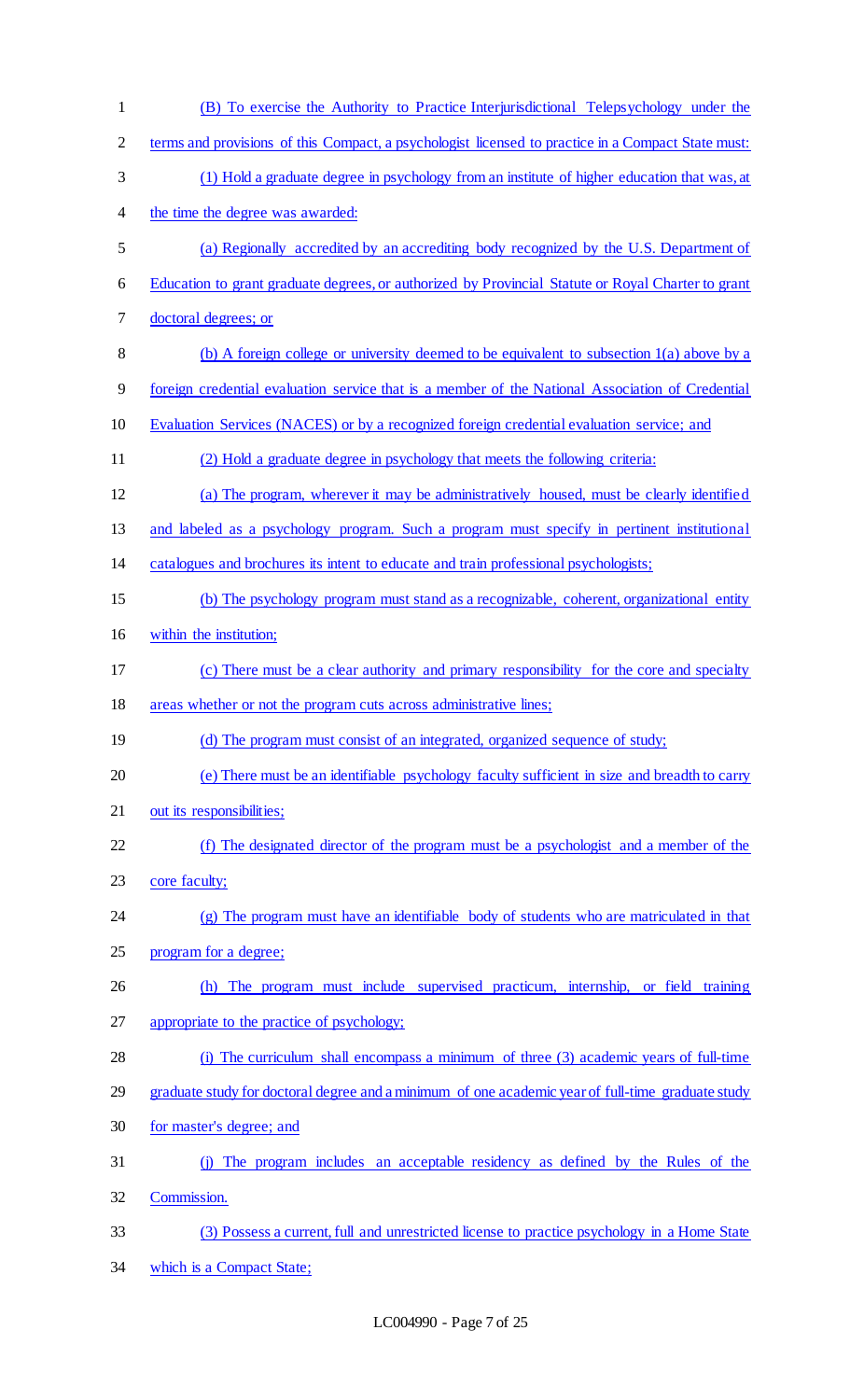(B) To exercise the Authority to Practice Interjurisdictional Telepsychology under the terms and provisions of this Compact, a psychologist licensed to practice in a Compact State must:

(1) Hold a graduate degree in psychology from an institute of higher education that was, at the time the degree was awarded:

(a) Regionally accredited by an accrediting body recognized by the U.S. Department of Education to grant graduate degrees, or authorized by Provincial Statute or Royal Charter to grant doctoral degrees; or

(b) A foreign college or university deemed to be equivalent to subsection 1(a) above by a foreign credential evaluation service that is a member of the National Association of Credential Evaluation Services (NACES) or by a recognized foreign credential evaluation service; and

(2) Hold a graduate degree in psychology that meets the following criteria:

(a) The program, wherever it may be administratively housed, must be clearly identified and labeled as a psychology program. Such a program must specify in pertinent institutional catalogues and brochures its intent to educate and train professional psychologists;

(b) The psychology program must stand as a recognizable, coherent, organizational entity within the institution;

(c) There must be a clear authority and primary responsibility for the core and specialty areas whether or not the program cuts across administrative lines;

(d) The program must consist of an integrated, organized sequence of study;

(e) There must be an identifiable psychology faculty sufficient in size and breadth to carry out its responsibilities;

(f) The designated director of the program must be a psychologist and a member of the core faculty;

(g) The program must have an identifiable body of students who are matriculated in that program for a degree;

(h) The program must include supervised practicum, internship, or field training appropriate to the practice of psychology;

(i) The curriculum shall encompass a minimum of three (3) academic years of full-time graduate study for doctoral degree and a minimum of one academic year of full-time graduate study for master's degree; and

(j) The program includes an acceptable residency as defined by the Rules of the Commission.

(3) Possess a current, full and unrestricted license to practice psychology in a Home State which is a Compact State;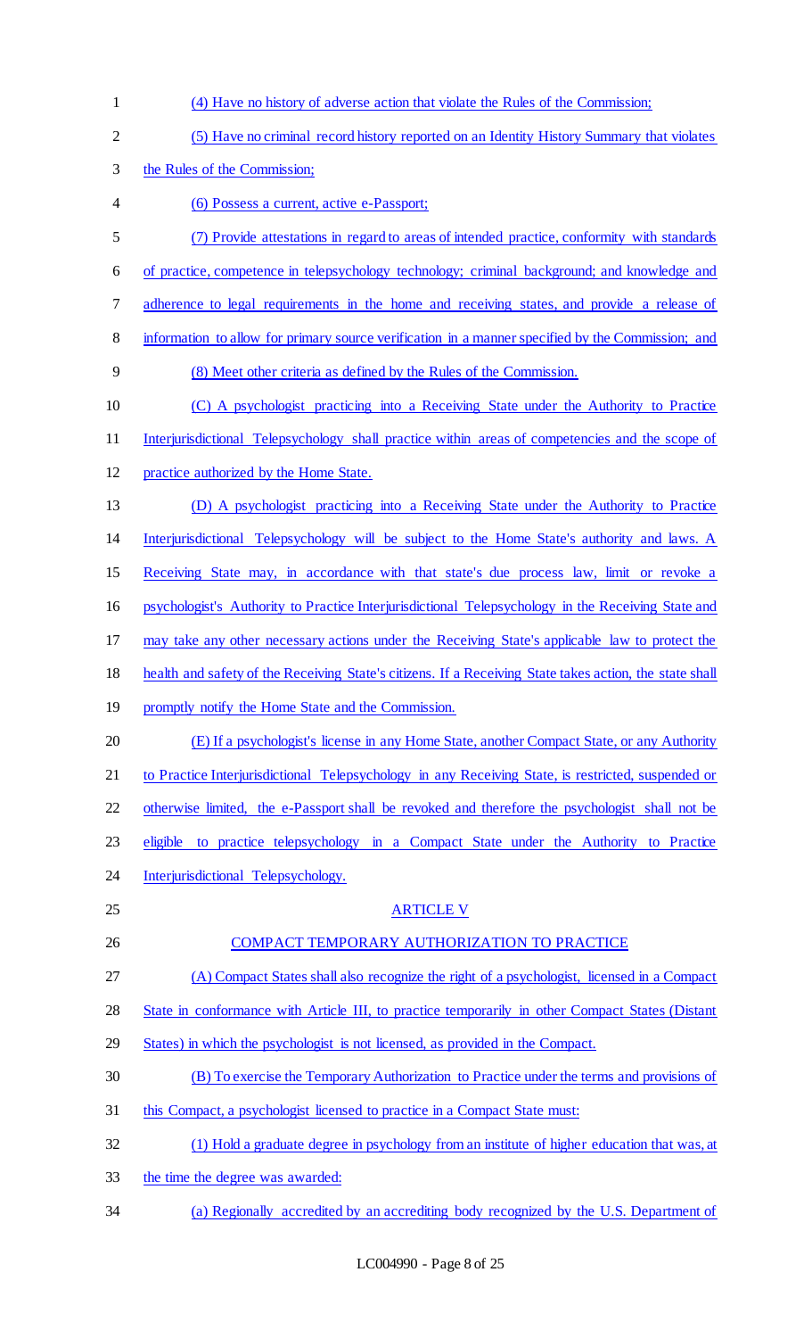(4) Have no history of adverse action that violate the Rules of the Commission;

(5) Have no criminal record history reported on an Identity History Summary that violates the Rules of the Commission;

(6) Possess a current, active e-Passport;

(7) Provide attestations in regard to areas of intended practice, conformity with standards of practice, competence in telepsychology technology; criminal background; and knowledge and adherence to legal requirements in the home and receiving states, and provide a release of information to allow for primary source verification in a manner specified by the Commission; and

(8) Meet other criteria as defined by the Rules of the Commission.

(C) A psychologist practicing into a Receiving State under the Authority to Practice Interjurisdictional Telepsychology shall practice within areas of competencies and the scope of practice authorized by the Home State.

(D) A psychologist practicing into a Receiving State under the Authority to Practice Interjurisdictional Telepsychology will be subject to the Home State's authority and laws. A Receiving State may, in accordance with that state's due process law, limit or revoke a psychologist's Authority to Practice Interjurisdictional Telepsychology in the Receiving State and may take any other necessary actions under the Receiving State's applicable law to protect the health and safety of the Receiving State's citizens. If a Receiving State takes action, the state shall promptly notify the Home State and the Commission.

(E) If a psychologist's license in any Home State, another Compact State, or any Authority to Practice Interjurisdictional Telepsychology in any Receiving State, is restricted, suspended or otherwise limited, the e-Passport shall be revoked and therefore the psychologist shall not be eligible to practice telepsychology in a Compact State under the Authority to Practice Interjurisdictional Telepsychology.

## ARTICLE V

## COMPACT TEMPORARY AUTHORIZATION TO PRACTICE

(A) Compact States shall also recognize the right of a psychologist, licensed in a Compact State in conformance with Article III, to practice temporarily in other Compact States (Distant States) in which the psychologist is not licensed, as provided in the Compact.

(B) To exercise the Temporary Authorization to Practice under the terms and provisions of this Compact, a psychologist licensed to practice in a Compact State must:

(1) Hold a graduate degree in psychology from an institute of higher education that was, at the time the degree was awarded:

(a) Regionally accredited by an accrediting body recognized by the U.S. Department of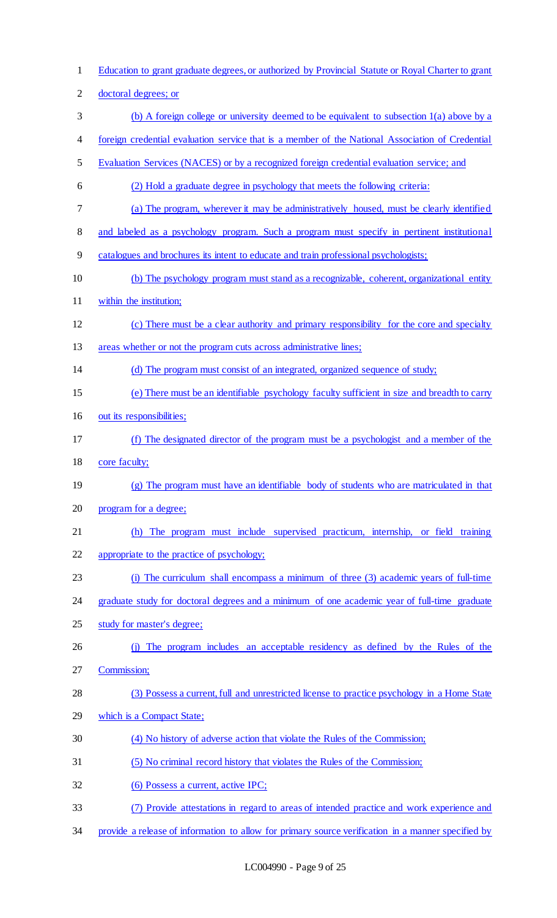Education to grant graduate degrees, or authorized by Provincial Statute or Royal Charter to grant doctoral degrees; or

(b) A foreign college or university deemed to be equivalent to subsection 1(a) above by a foreign credential evaluation service that is a member of the National Association of Credential Evaluation Services (NACES) or by a recognized foreign credential evaluation service; and

(2) Hold a graduate degree in psychology that meets the following criteria:

(a) The program, wherever it may be administratively housed, must be clearly identified and labeled as a psychology program. Such a program must specify in pertinent institutional catalogues and brochures its intent to educate and train professional psychologists;

(b) The psychology program must stand as a recognizable, coherent, organizational entity within the institution;

(c) There must be a clear authority and primary responsibility for the core and specialty areas whether or not the program cuts across administrative lines;

(d) The program must consist of an integrated, organized sequence of study;

(e) There must be an identifiable psychology faculty sufficient in size and breadth to carry out its responsibilities;

(f) The designated director of the program must be a psychologist and a member of the core faculty;

(g) The program must have an identifiable body of students who are matriculated in that program for a degree;

(h) The program must include supervised practicum, internship, or field training appropriate to the practice of psychology;

(i) The curriculum shall encompass a minimum of three (3) academic years of full-time graduate study for doctoral degrees and a minimum of one academic year of full-time graduate study for master's degree;

(j) The program includes an acceptable residency as defined by the Rules of the Commission;

(3) Possess a current, full and unrestricted license to practice psychology in a Home State which is a Compact State;

(4) No history of adverse action that violate the Rules of the Commission;

(5) No criminal record history that violates the Rules of the Commission;

(6) Possess a current, active IPC;

(7) Provide attestations in regard to areas of intended practice and work experience and provide a release of information to allow for primary source verification in a manner specified by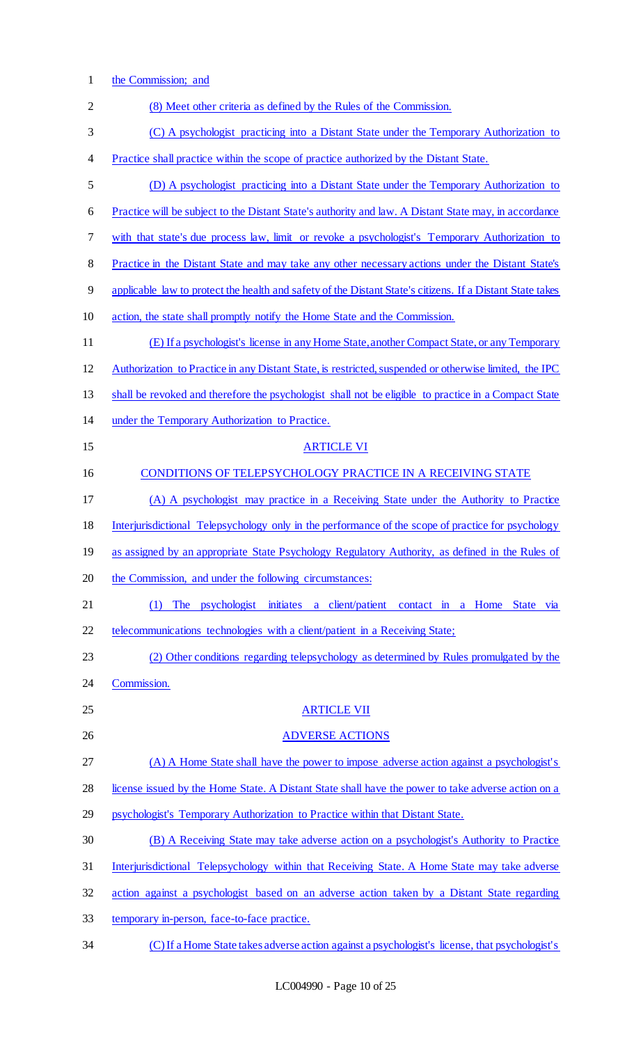the Commission; and

(8) Meet other criteria as defined by the Rules of the Commission.

(C) A psychologist practicing into a Distant State under the Temporary Authorization to Practice shall practice within the scope of practice authorized by the Distant State.

(D) A psychologist practicing into a Distant State under the Temporary Authorization to Practice will be subject to the Distant State's authority and law. A Distant State may, in accordance with that state's due process law, limit or revoke a psychologist's Temporary Authorization to Practice in the Distant State and may take any other necessary actions under the Distant State's applicable law to protect the health and safety of the Distant State's citizens. If a Distant State takes action, the state shall promptly notify the Home State and the Commission.

(E) If a psychologist's license in any Home State, another Compact State, or any Temporary Authorization to Practice in any Distant State, is restricted, suspended or otherwise limited, the IPC shall be revoked and therefore the psychologist shall not be eligible to practice in a Compact State under the Temporary Authorization to Practice.

## ARTICLE VI

## CONDITIONS OF TELEPSYCHOLOGY PRACTICE IN A RECEIVING STATE

(A) A psychologist may practice in a Receiving State under the Authority to Practice Interjurisdictional Telepsychology only in the performance of the scope of practice for psychology as assigned by an appropriate State Psychology Regulatory Authority, as defined in the Rules of the Commission, and under the following circumstances:

(1) The psychologist initiates a client/patient contact in a Home State via telecommunications technologies with a client/patient in a Receiving State;

(2) Other conditions regarding telepsychology as determined by Rules promulgated by the Commission.

## ARTICLE VII

## ADVERSE ACTIONS

(A) A Home State shall have the power to impose adverse action against a psychologist's license issued by the Home State. A Distant State shall have the power to take adverse action on a psychologist's Temporary Authorization to Practice within that Distant State.

(B) A Receiving State may take adverse action on a psychologist's Authority to Practice Interjurisdictional Telepsychology within that Receiving State. A Home State may take adverse action against a psychologist based on an adverse action taken by a Distant State regarding temporary in-person, face-to-face practice.

(C) If a Home State takes adverse action against a psychologist's license, that psychologist's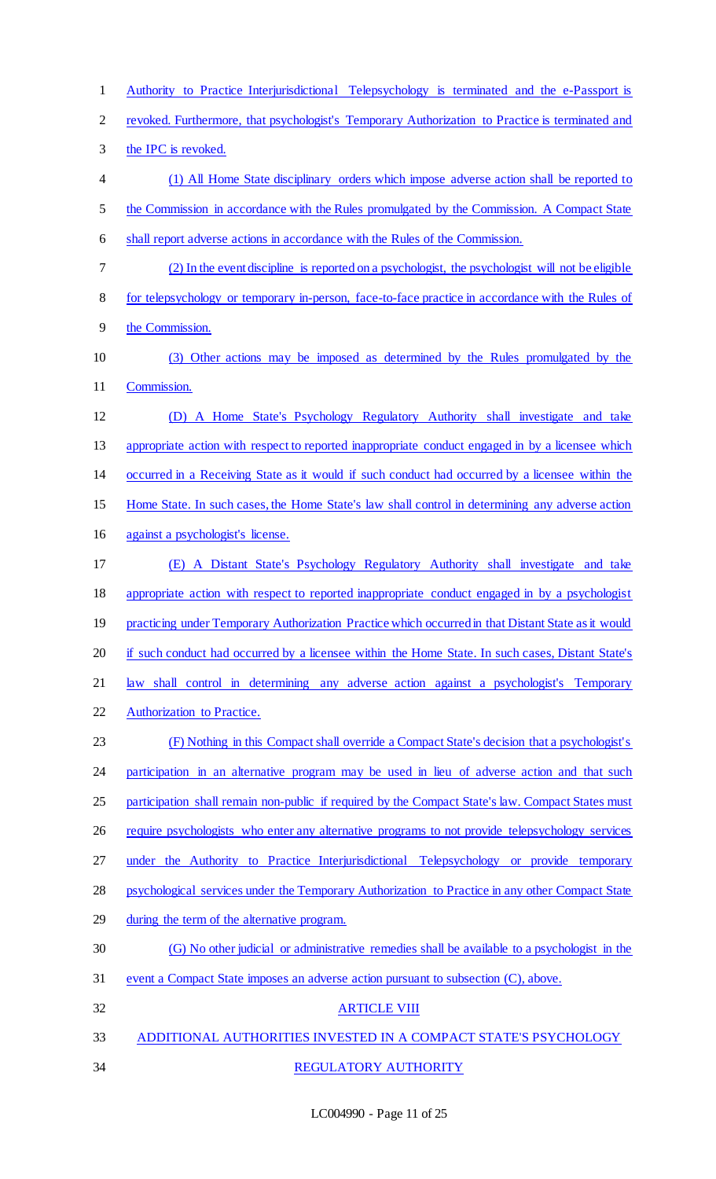Authority to Practice Interjurisdictional Telepsychology is terminated and the e-Passport is revoked. Furthermore, that psychologist's Temporary Authorization to Practice is terminated and the IPC is revoked.

(1) All Home State disciplinary orders which impose adverse action shall be reported to the Commission in accordance with the Rules promulgated by the Commission. A Compact State shall report adverse actions in accordance with the Rules of the Commission.

(2) In the event discipline is reported on a psychologist, the psychologist will not be eligible for telepsychology or temporary in-person, face-to-face practice in accordance with the Rules of the Commission.

(3) Other actions may be imposed as determined by the Rules promulgated by the Commission.

(D) A Home State's Psychology Regulatory Authority shall investigate and take appropriate action with respect to reported inappropriate conduct engaged in by a licensee which occurred in a Receiving State as it would if such conduct had occurred by a licensee within the Home State. In such cases, the Home State's law shall control in determining any adverse action against a psychologist's license.

(E) A Distant State's Psychology Regulatory Authority shall investigate and take appropriate action with respect to reported inappropriate conduct engaged in by a psychologist practicing under Temporary Authorization Practice which occurred in that Distant State as it would if such conduct had occurred by a licensee within the Home State. In such cases, Distant State's law shall control in determining any adverse action against a psychologist's Temporary Authorization to Practice.

(F) Nothing in this Compact shall override a Compact State's decision that a psychologist's participation in an alternative program may be used in lieu of adverse action and that such participation shall remain non-public if required by the Compact State's law. Compact States must require psychologists who enter any alternative programs to not provide telepsychology services under the Authority to Practice Interjurisdictional Telepsychology or provide temporary psychological services under the Temporary Authorization to Practice in any other Compact State during the term of the alternative program.

(G) No other judicial or administrative remedies shall be available to a psychologist in the event a Compact State imposes an adverse action pursuant to subsection (C), above.

ARTICLE VIII

ADDITIONAL AUTHORITIES INVESTED IN A COMPACT STATE'S PSYCHOLOGY REGULATORY AUTHORITY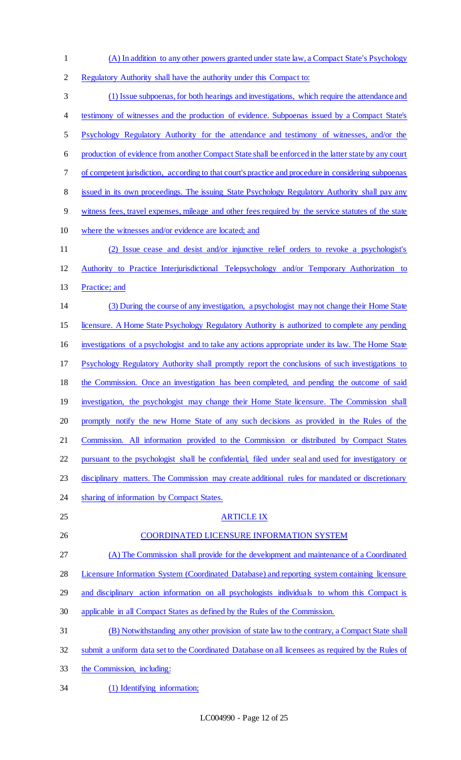(A) In addition to any other powers granted under state law, a Compact State's Psychology Regulatory Authority shall have the authority under this Compact to:

(1) Issue subpoenas, for both hearings and investigations, which require the attendance and testimony of witnesses and the production of evidence. Subpoenas issued by a Compact State's Psychology Regulatory Authority for the attendance and testimony of witnesses, and/or the production of evidence from another Compact State shall be enforced in the latter state by any court of competent jurisdiction, according to that court's practice and procedure in considering subpoenas issued in its own proceedings. The issuing State Psychology Regulatory Authority shall pay any witness fees, travel expenses, mileage and other fees required by the service statutes of the state where the witnesses and/or evidence are located; and

(2) Issue cease and desist and/or injunctive relief orders to revoke a psychologist's Authority to Practice Interjurisdictional Telepsychology and/or Temporary Authorization to Practice; and

(3) During the course of any investigation, a psychologist may not change their Home State licensure. A Home State Psychology Regulatory Authority is authorized to complete any pending investigations of a psychologist and to take any actions appropriate under its law. The Home State Psychology Regulatory Authority shall promptly report the conclusions of such investigations to the Commission. Once an investigation has been completed, and pending the outcome of said investigation, the psychologist may change their Home State licensure. The Commission shall promptly notify the new Home State of any such decisions as provided in the Rules of the Commission. All information provided to the Commission or distributed by Compact States pursuant to the psychologist shall be confidential, filed under seal and used for investigatory or disciplinary matters. The Commission may create additional rules for mandated or discretionary sharing of information by Compact States.

ARTICLE IX

COORDINATED LICENSURE INFORMATION SYSTEM

(A) The Commission shall provide for the development and maintenance of a Coordinated Licensure Information System (Coordinated Database) and reporting system containing licensure and disciplinary action information on all psychologists individuals to whom this Compact is applicable in all Compact States as defined by the Rules of the Commission.

(B) Notwithstanding any other provision of state law to the contrary, a Compact State shall submit a uniform data set to the Coordinated Database on all licensees as required by the Rules of the Commission, including:

(1) Identifying information;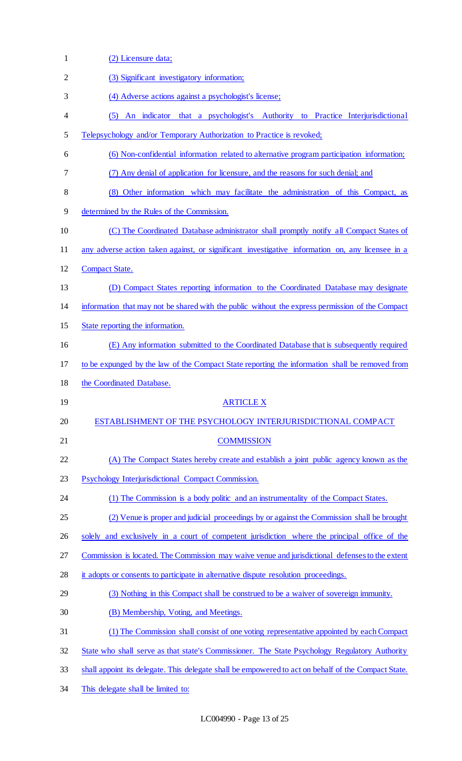(2) Licensure data;

(3) Significant investigatory information;

(4) Adverse actions against a psychologist's license;

(5) An indicator that a psychologist's Authority to Practice Interjurisdictional Telepsychology and/or Temporary Authorization to Practice is revoked;

(6) Non-confidential information related to alternative program participation information;

(7) Any denial of application for licensure, and the reasons for such denial; and

(8) Other information which may facilitate the administration of this Compact, as determined by the Rules of the Commission.

(C) The Coordinated Database administrator shall promptly notify all Compact States of any adverse action taken against, or significant investigative information on, any licensee in a Compact State.

(D) Compact States reporting information to the Coordinated Database may designate information that may not be shared with the public without the express permission of the Compact State reporting the information.

(E) Any information submitted to the Coordinated Database that is subsequently required to be expunged by the law of the Compact State reporting the information shall be removed from the Coordinated Database.

## ARTICLE X

## ESTABLISHMENT OF THE PSYCHOLOGY INTERJURISDICTIONAL COMPACT COMMISSION

(A) The Compact States hereby create and establish a joint public agency known as the Psychology Interjurisdictional Compact Commission.

(1) The Commission is a body politic and an instrumentality of the Compact States.

(2) Venue is proper and judicial proceedings by or against the Commission shall be brought solely and exclusively in a court of competent jurisdiction where the principal office of the Commission is located. The Commission may waive venue and jurisdictional defenses to the extent it adopts or consents to participate in alternative dispute resolution proceedings.

(3) Nothing in this Compact shall be construed to be a waiver of sovereign immunity.

(B) Membership, Voting, and Meetings.

(1) The Commission shall consist of one voting representative appointed by each Compact State who shall serve as that state's Commissioner. The State Psychology Regulatory Authority shall appoint its delegate. This delegate shall be empowered to act on behalf of the Compact State. This delegate shall be limited to: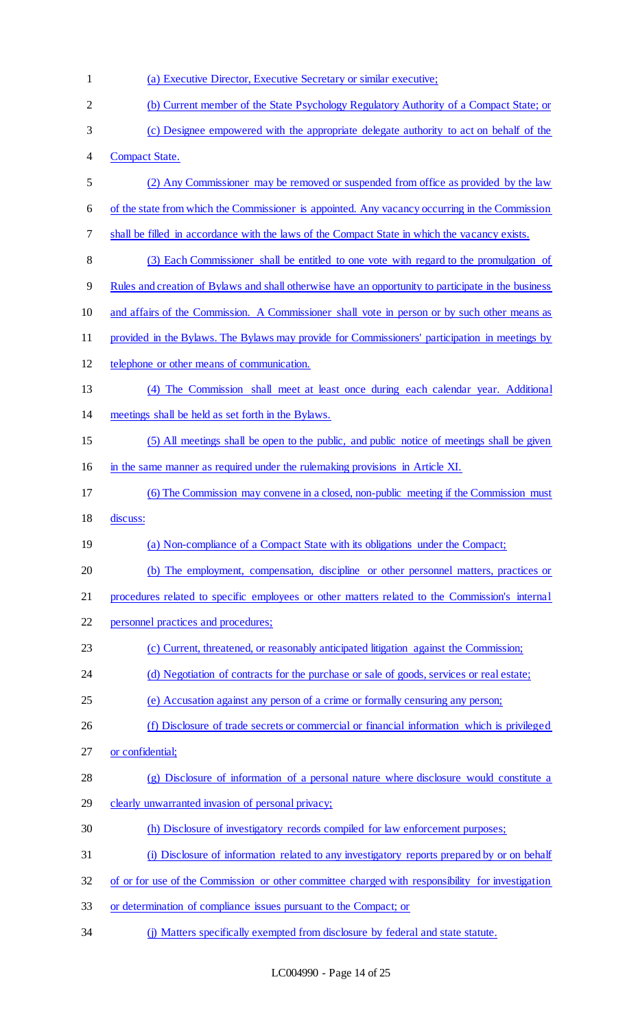(a) Executive Director, Executive Secretary or similar executive;

(b) Current member of the State Psychology Regulatory Authority of a Compact State; or

(c) Designee empowered with the appropriate delegate authority to act on behalf of the Compact State.

(2) Any Commissioner may be removed or suspended from office as provided by the law of the state from which the Commissioner is appointed. Any vacancy occurring in the Commission shall be filled in accordance with the laws of the Compact State in which the vacancy exists.

(3) Each Commissioner shall be entitled to one vote with regard to the promulgation of Rules and creation of Bylaws and shall otherwise have an opportunity to participate in the business and affairs of the Commission. A Commissioner shall vote in person or by such other means as provided in the Bylaws. The Bylaws may provide for Commissioners' participation in meetings by telephone or other means of communication.

(4) The Commission shall meet at least once during each calendar year. Additional meetings shall be held as set forth in the Bylaws.

(5) All meetings shall be open to the public, and public notice of meetings shall be given in the same manner as required under the rulemaking provisions in Article XI.

(6) The Commission may convene in a closed, non-public meeting if the Commission must discuss:

(a) Non-compliance of a Compact State with its obligations under the Compact;

(b) The employment, compensation, discipline or other personnel matters, practices or procedures related to specific employees or other matters related to the Commission's internal personnel practices and procedures;

(c) Current, threatened, or reasonably anticipated litigation against the Commission;

(d) Negotiation of contracts for the purchase or sale of goods, services or real estate;

(e) Accusation against any person of a crime or formally censuring any person;

(f) Disclosure of trade secrets or commercial or financial information which is privileged or confidential;

(g) Disclosure of information of a personal nature where disclosure would constitute a clearly unwarranted invasion of personal privacy;

(h) Disclosure of investigatory records compiled for law enforcement purposes;

(i) Disclosure of information related to any investigatory reports prepared by or on behalf of or for use of the Commission or other committee charged with responsibility for investigation or determination of compliance issues pursuant to the Compact; or

(j) Matters specifically exempted from disclosure by federal and state statute.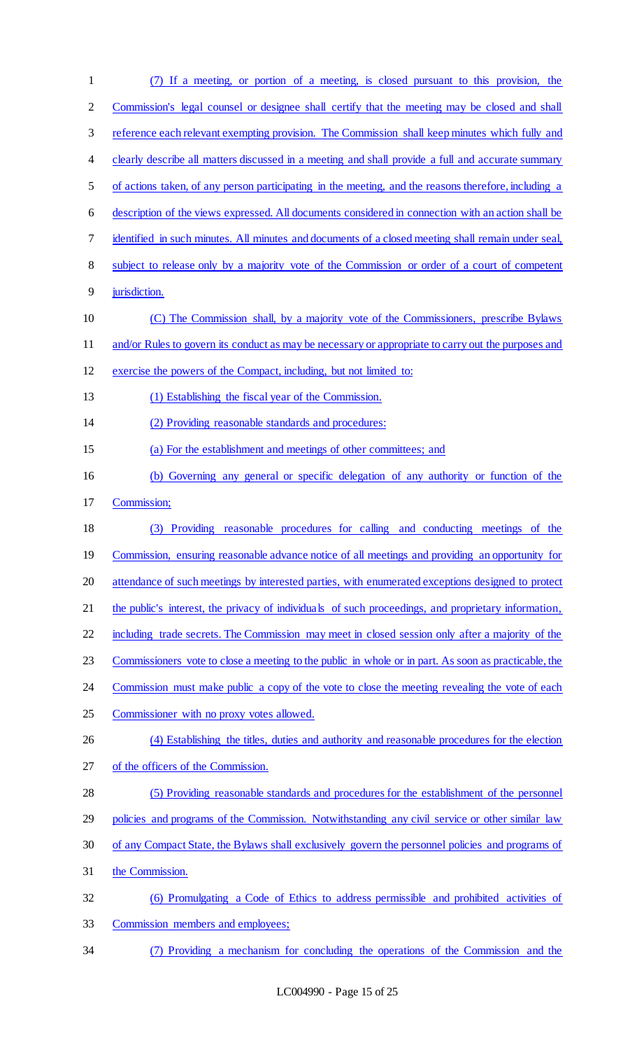(7) If a meeting, or portion of a meeting, is closed pursuant to this provision, the Commission's legal counsel or designee shall certify that the meeting may be closed and shall reference each relevant exempting provision. The Commission shall keep minutes which fully and clearly describe all matters discussed in a meeting and shall provide a full and accurate summary of actions taken, of any person participating in the meeting, and the reasons therefore, including a description of the views expressed. All documents considered in connection with an action shall be identified in such minutes. All minutes and documents of a closed meeting shall remain under seal, subject to release only by a majority vote of the Commission or order of a court of competent jurisdiction.

(C) The Commission shall, by a majority vote of the Commissioners, prescribe Bylaws and/or Rules to govern its conduct as may be necessary or appropriate to carry out the purposes and exercise the powers of the Compact, including, but not limited to:

(1) Establishing the fiscal year of the Commission.

(2) Providing reasonable standards and procedures:

(a) For the establishment and meetings of other committees; and

(b) Governing any general or specific delegation of any authority or function of the Commission;

(3) Providing reasonable procedures for calling and conducting meetings of the Commission, ensuring reasonable advance notice of all meetings and providing an opportunity for attendance of such meetings by interested parties, with enumerated exceptions designed to protect the public's interest, the privacy of individuals of such proceedings, and proprietary information, including trade secrets. The Commission may meet in closed session only after a majority of the Commissioners vote to close a meeting to the public in whole or in part. As soon as practicable, the Commission must make public a copy of the vote to close the meeting revealing the vote of each Commissioner with no proxy votes allowed.

(4) Establishing the titles, duties and authority and reasonable procedures for the election of the officers of the Commission.

(5) Providing reasonable standards and procedures for the establishment of the personnel policies and programs of the Commission. Notwithstanding any civil service or other similar law of any Compact State, the Bylaws shall exclusively govern the personnel policies and programs of the Commission.

(6) Promulgating a Code of Ethics to address permissible and prohibited activities of Commission members and employees;

(7) Providing a mechanism for concluding the operations of the Commission and the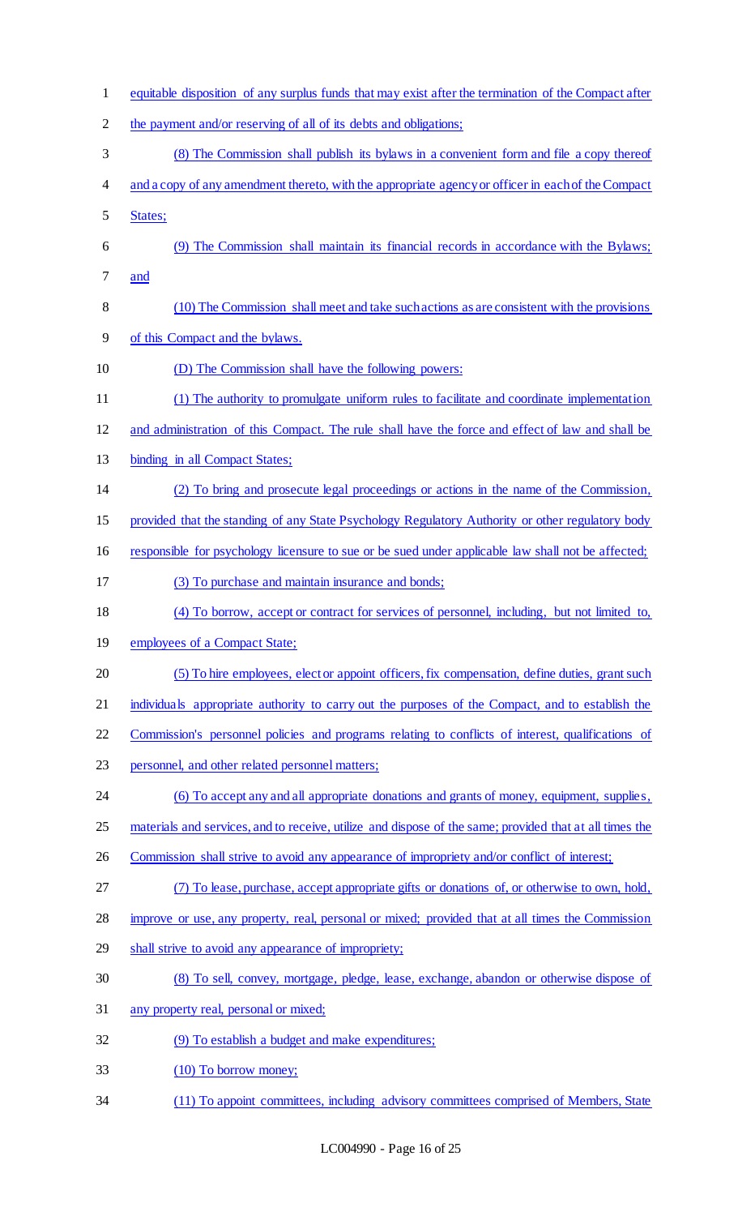equitable disposition of any surplus funds that may exist after the termination of the Compact after the payment and/or reserving of all of its debts and obligations;

(8) The Commission shall publish its bylaws in a convenient form and file a copy thereof and a copy of any amendment thereto, with the appropriate agency or officer in each of the Compact States;

(9) The Commission shall maintain its financial records in accordance with the Bylaws; and

(10) The Commission shall meet and take such actions as are consistent with the provisions of this Compact and the bylaws.

(D) The Commission shall have the following powers:

(1) The authority to promulgate uniform rules to facilitate and coordinate implementation and administration of this Compact. The rule shall have the force and effect of law and shall be binding in all Compact States;

(2) To bring and prosecute legal proceedings or actions in the name of the Commission, provided that the standing of any State Psychology Regulatory Authority or other regulatory body responsible for psychology licensure to sue or be sued under applicable law shall not be affected;

(3) To purchase and maintain insurance and bonds;

(4) To borrow, accept or contract for services of personnel, including, but not limited to, employees of a Compact State;

(5) To hire employees, elect or appoint officers, fix compensation, define duties, grant such individuals appropriate authority to carry out the purposes of the Compact, and to establish the Commission's personnel policies and programs relating to conflicts of interest, qualifications of personnel, and other related personnel matters;

(6) To accept any and all appropriate donations and grants of money, equipment, supplies, materials and services, and to receive, utilize and dispose of the same; provided that at all times the Commission shall strive to avoid any appearance of impropriety and/or conflict of interest;

(7) To lease, purchase, accept appropriate gifts or donations of, or otherwise to own, hold, improve or use, any property, real, personal or mixed; provided that at all times the Commission shall strive to avoid any appearance of impropriety;

(8) To sell, convey, mortgage, pledge, lease, exchange, abandon or otherwise dispose of any property real, personal or mixed;

(9) To establish a budget and make expenditures;

(10) To borrow money;

(11) To appoint committees, including advisory committees comprised of Members, State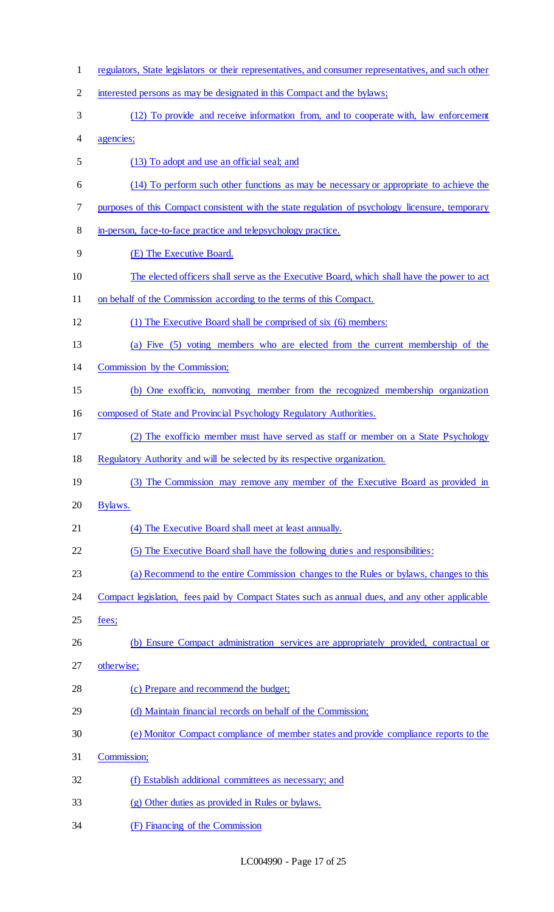regulators, State legislators or their representatives, and consumer representatives, and such other interested persons as may be designated in this Compact and the bylaws;

(12) To provide and receive information from, and to cooperate with, law enforcement agencies;

(13) To adopt and use an official seal; and

(14) To perform such other functions as may be necessary or appropriate to achieve the purposes of this Compact consistent with the state regulation of psychology licensure, temporary in-person, face-to-face practice and telepsychology practice.

(E) The Executive Board.

The elected officers shall serve as the Executive Board, which shall have the power to act on behalf of the Commission according to the terms of this Compact.

(1) The Executive Board shall be comprised of six (6) members:

(a) Five (5) voting members who are elected from the current membership of the Commission by the Commission;

(b) One exofficio, nonvoting member from the recognized membership organization composed of State and Provincial Psychology Regulatory Authorities.

(2) The exofficio member must have served as staff or member on a State Psychology Regulatory Authority and will be selected by its respective organization.

(3) The Commission may remove any member of the Executive Board as provided in Bylaws.

(4) The Executive Board shall meet at least annually.

(5) The Executive Board shall have the following duties and responsibilities:

(a) Recommend to the entire Commission changes to the Rules or bylaws, changes to this Compact legislation, fees paid by Compact States such as annual dues, and any other applicable fees;

(b) Ensure Compact administration services are appropriately provided, contractual or otherwise;

(c) Prepare and recommend the budget;

(d) Maintain financial records on behalf of the Commission;

(e) Monitor Compact compliance of member states and provide compliance reports to the Commission;

(f) Establish additional committees as necessary; and

(g) Other duties as provided in Rules or bylaws.

(F) Financing of the Commission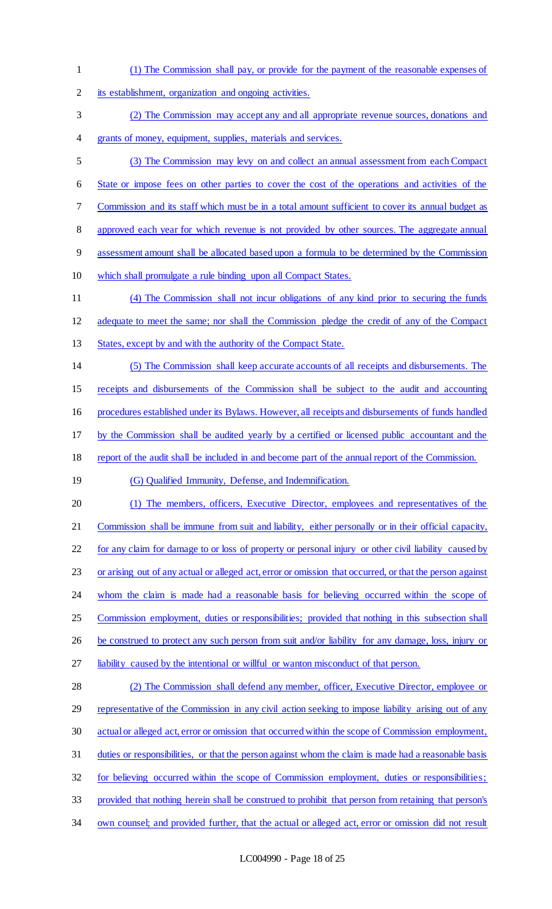(1) The Commission shall pay, or provide for the payment of the reasonable expenses of its establishment, organization and ongoing activities.

(2) The Commission may accept any and all appropriate revenue sources, donations and grants of money, equipment, supplies, materials and services.

(3) The Commission may levy on and collect an annual assessment from each Compact State or impose fees on other parties to cover the cost of the operations and activities of the Commission and its staff which must be in a total amount sufficient to cover its annual budget as approved each year for which revenue is not provided by other sources. The aggregate annual assessment amount shall be allocated based upon a formula to be determined by the Commission which shall promulgate a rule binding upon all Compact States.

(4) The Commission shall not incur obligations of any kind prior to securing the funds adequate to meet the same; nor shall the Commission pledge the credit of any of the Compact States, except by and with the authority of the Compact State.

(5) The Commission shall keep accurate accounts of all receipts and disbursements. The receipts and disbursements of the Commission shall be subject to the audit and accounting procedures established under its Bylaws. However, all receipts and disbursements of funds handled by the Commission shall be audited yearly by a certified or licensed public accountant and the report of the audit shall be included in and become part of the annual report of the Commission.

(G) Qualified Immunity, Defense, and Indemnification.

(1) The members, officers, Executive Director, employees and representatives of the Commission shall be immune from suit and liability, either personally or in their official capacity, for any claim for damage to or loss of property or personal injury or other civil liability caused by or arising out of any actual or alleged act, error or omission that occurred, or that the person against whom the claim is made had a reasonable basis for believing occurred within the scope of Commission employment, duties or responsibilities; provided that nothing in this subsection shall be construed to protect any such person from suit and/or liability for any damage, loss, injury or liability caused by the intentional or willful or wanton misconduct of that person.

(2) The Commission shall defend any member, officer, Executive Director, employee or representative of the Commission in any civil action seeking to impose liability arising out of any actual or alleged act, error or omission that occurred within the scope of Commission employment, duties or responsibilities, or that the person against whom the claim is made had a reasonable basis for believing occurred within the scope of Commission employment, duties or responsibilities; provided that nothing herein shall be construed to prohibit that person from retaining that person's own counsel; and provided further, that the actual or alleged act, error or omission did not result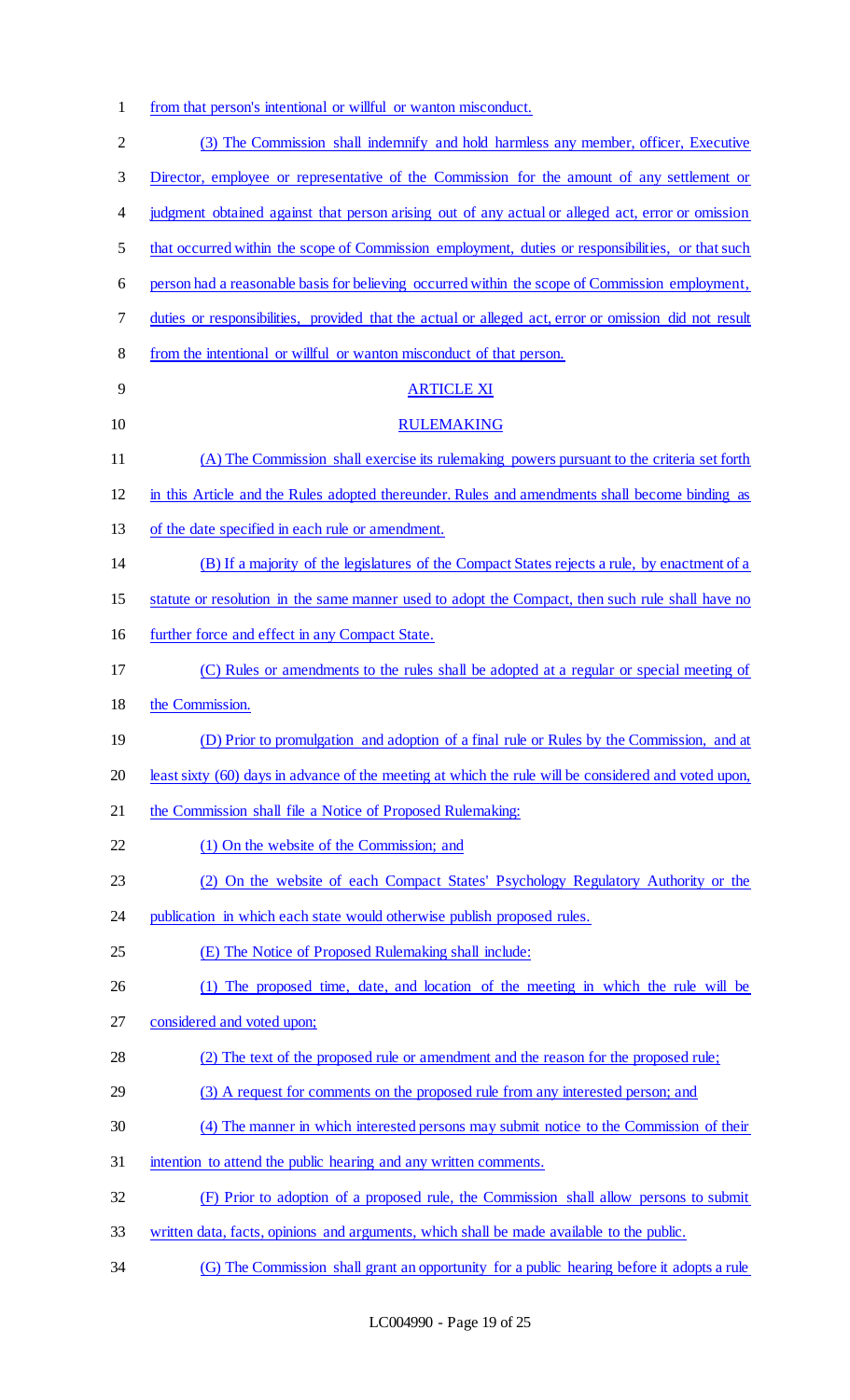from that person's intentional or willful or wanton misconduct.

(3) The Commission shall indemnify and hold harmless any member, officer, Executive Director, employee or representative of the Commission for the amount of any settlement or judgment obtained against that person arising out of any actual or alleged act, error or omission that occurred within the scope of Commission employment, duties or responsibilities, or that such person had a reasonable basis for believing occurred within the scope of Commission employment, duties or responsibilities, provided that the actual or alleged act, error or omission did not result from the intentional or willful or wanton misconduct of that person.

ARTICLE XI

RULEMAKING

(A) The Commission shall exercise its rulemaking powers pursuant to the criteria set forth in this Article and the Rules adopted thereunder. Rules and amendments shall become binding as of the date specified in each rule or amendment.

(B) If a majority of the legislatures of the Compact States rejects a rule, by enactment of a statute or resolution in the same manner used to adopt the Compact, then such rule shall have no further force and effect in any Compact State.

(C) Rules or amendments to the rules shall be adopted at a regular or special meeting of the Commission.

(D) Prior to promulgation and adoption of a final rule or Rules by the Commission, and at least sixty (60) days in advance of the meeting at which the rule will be considered and voted upon, the Commission shall file a Notice of Proposed Rulemaking:

(1) On the website of the Commission; and

(2) On the website of each Compact States' Psychology Regulatory Authority or the publication in which each state would otherwise publish proposed rules.

(E) The Notice of Proposed Rulemaking shall include:

(1) The proposed time, date, and location of the meeting in which the rule will be considered and voted upon;

(2) The text of the proposed rule or amendment and the reason for the proposed rule;

(3) A request for comments on the proposed rule from any interested person; and

(4) The manner in which interested persons may submit notice to the Commission of their intention to attend the public hearing and any written comments.

(F) Prior to adoption of a proposed rule, the Commission shall allow persons to submit written data, facts, opinions and arguments, which shall be made available to the public.

(G) The Commission shall grant an opportunity for a public hearing before it adopts a rule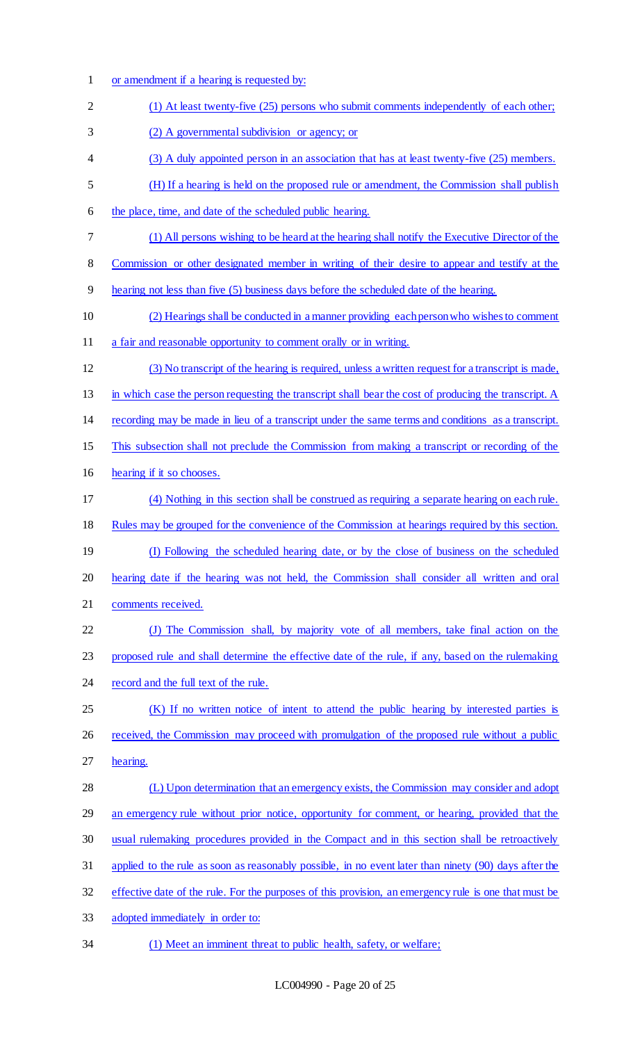or amendment if a hearing is requested by:

(1) At least twenty-five (25) persons who submit comments independently of each other;

(2) A governmental subdivision or agency; or

(3) A duly appointed person in an association that has at least twenty-five (25) members.

(H) If a hearing is held on the proposed rule or amendment, the Commission shall publish the place, time, and date of the scheduled public hearing.

(1) All persons wishing to be heard at the hearing shall notify the Executive Director of the Commission or other designated member in writing of their desire to appear and testify at the hearing not less than five (5) business days before the scheduled date of the hearing.

(2) Hearings shall be conducted in a manner providing each person who wishes to comment a fair and reasonable opportunity to comment orally or in writing.

(3) No transcript of the hearing is required, unless a written request for a transcript is made, in which case the person requesting the transcript shall bear the cost of producing the transcript. A recording may be made in lieu of a transcript under the same terms and conditions as a transcript. This subsection shall not preclude the Commission from making a transcript or recording of the hearing if it so chooses.

(4) Nothing in this section shall be construed as requiring a separate hearing on each rule. Rules may be grouped for the convenience of the Commission at hearings required by this section.

(I) Following the scheduled hearing date, or by the close of business on the scheduled hearing date if the hearing was not held, the Commission shall consider all written and oral comments received.

(J) The Commission shall, by majority vote of all members, take final action on the proposed rule and shall determine the effective date of the rule, if any, based on the rulemaking record and the full text of the rule.

(K) If no written notice of intent to attend the public hearing by interested parties is received, the Commission may proceed with promulgation of the proposed rule without a public hearing.

(L) Upon determination that an emergency exists, the Commission may consider and adopt an emergency rule without prior notice, opportunity for comment, or hearing, provided that the usual rulemaking procedures provided in the Compact and in this section shall be retroactively applied to the rule as soon as reasonably possible, in no event later than ninety (90) days after the effective date of the rule. For the purposes of this provision, an emergency rule is one that must be adopted immediately in order to:

(1) Meet an imminent threat to public health, safety, or welfare;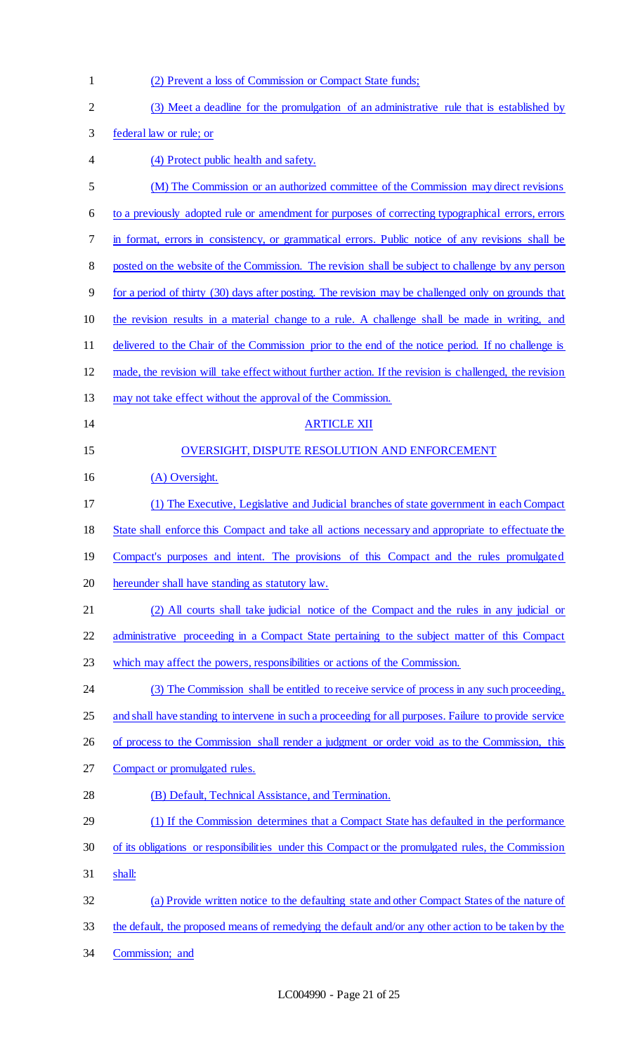(2) Prevent a loss of Commission or Compact State funds;

(3) Meet a deadline for the promulgation of an administrative rule that is established by federal law or rule; or

(4) Protect public health and safety.

(M) The Commission or an authorized committee of the Commission may direct revisions to a previously adopted rule or amendment for purposes of correcting typographical errors, errors in format, errors in consistency, or grammatical errors. Public notice of any revisions shall be posted on the website of the Commission. The revision shall be subject to challenge by any person for a period of thirty (30) days after posting. The revision may be challenged only on grounds that the revision results in a material change to a rule. A challenge shall be made in writing, and delivered to the Chair of the Commission prior to the end of the notice period. If no challenge is made, the revision will take effect without further action. If the revision is challenged, the revision may not take effect without the approval of the Commission.

## ARTICLE XII

## OVERSIGHT, DISPUTE RESOLUTION AND ENFORCEMENT

(A) Oversight.

(1) The Executive, Legislative and Judicial branches of state government in each Compact State shall enforce this Compact and take all actions necessary and appropriate to effectuate the Compact's purposes and intent. The provisions of this Compact and the rules promulgated hereunder shall have standing as statutory law.

(2) All courts shall take judicial notice of the Compact and the rules in any judicial or administrative proceeding in a Compact State pertaining to the subject matter of this Compact which may affect the powers, responsibilities or actions of the Commission.

(3) The Commission shall be entitled to receive service of process in any such proceeding, and shall have standing to intervene in such a proceeding for all purposes. Failure to provide service of process to the Commission shall render a judgment or order void as to the Commission, this Compact or promulgated rules.

(B) Default, Technical Assistance, and Termination.

(1) If the Commission determines that a Compact State has defaulted in the performance of its obligations or responsibilities under this Compact or the promulgated rules, the Commission shall:

(a) Provide written notice to the defaulting state and other Compact States of the nature of the default, the proposed means of remedying the default and/or any other action to be taken by the Commission; and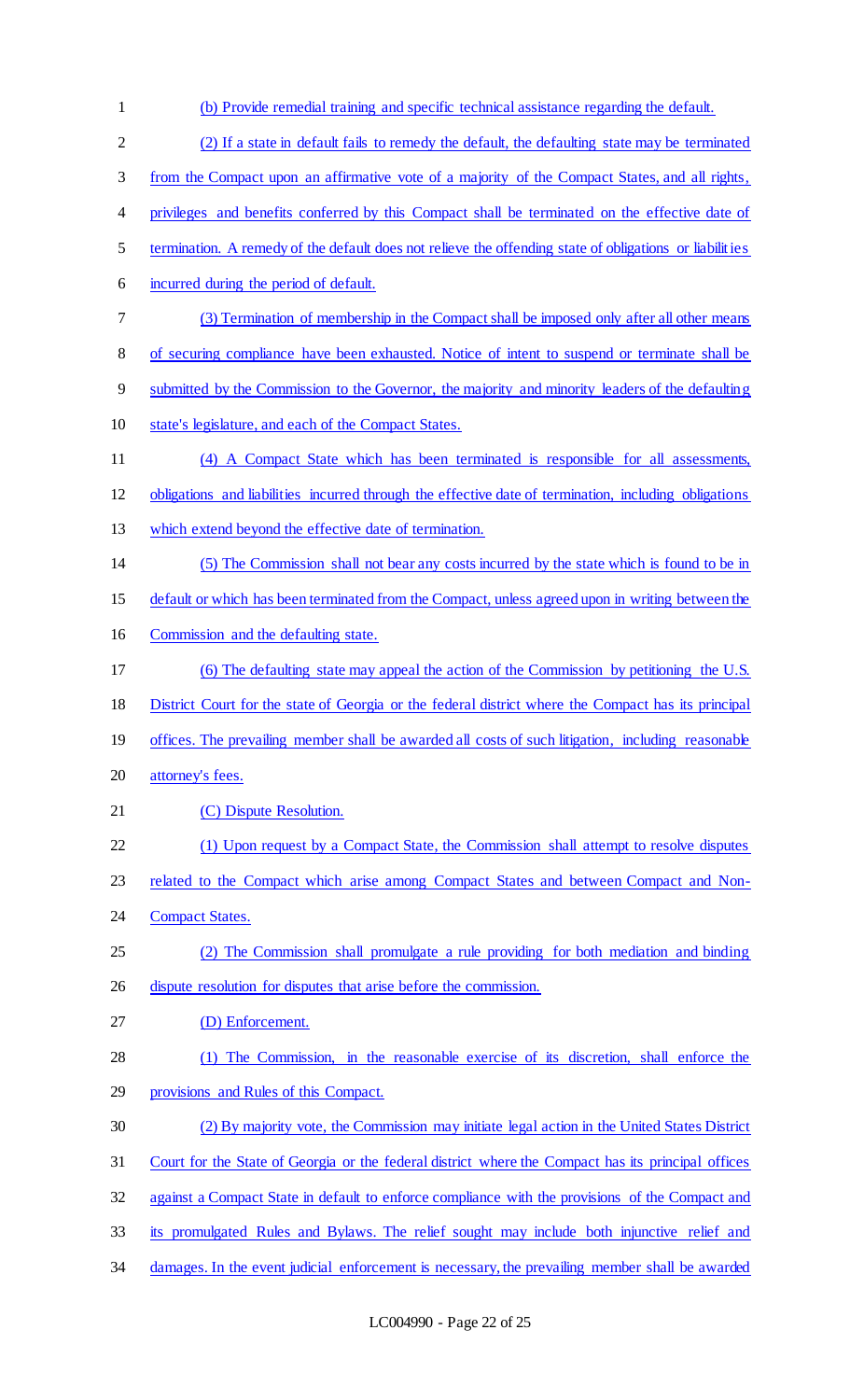(b) Provide remedial training and specific technical assistance regarding the default.

(2) If a state in default fails to remedy the default, the defaulting state may be terminated from the Compact upon an affirmative vote of a majority of the Compact States, and all rights, privileges and benefits conferred by this Compact shall be terminated on the effective date of termination. A remedy of the default does not relieve the offending state of obligations or liabilities incurred during the period of default.

(3) Termination of membership in the Compact shall be imposed only after all other means of securing compliance have been exhausted. Notice of intent to suspend or terminate shall be submitted by the Commission to the Governor, the majority and minority leaders of the defaulting state's legislature, and each of the Compact States.

(4) A Compact State which has been terminated is responsible for all assessments, obligations and liabilities incurred through the effective date of termination, including obligations which extend beyond the effective date of termination.

(5) The Commission shall not bear any costs incurred by the state which is found to be in default or which has been terminated from the Compact, unless agreed upon in writing between the Commission and the defaulting state.

(6) The defaulting state may appeal the action of the Commission by petitioning the U.S. District Court for the state of Georgia or the federal district where the Compact has its principal offices. The prevailing member shall be awarded all costs of such litigation, including reasonable attorney's fees.

(C) Dispute Resolution.

(1) Upon request by a Compact State, the Commission shall attempt to resolve disputes related to the Compact which arise among Compact States and between Compact and Non-Compact States.

(2) The Commission shall promulgate a rule providing for both mediation and binding dispute resolution for disputes that arise before the commission.

(D) Enforcement.

(1) The Commission, in the reasonable exercise of its discretion, shall enforce the provisions and Rules of this Compact.

(2) By majority vote, the Commission may initiate legal action in the United States District Court for the State of Georgia or the federal district where the Compact has its principal offices against a Compact State in default to enforce compliance with the provisions of the Compact and its promulgated Rules and Bylaws. The relief sought may include both injunctive relief and damages. In the event judicial enforcement is necessary, the prevailing member shall be awarded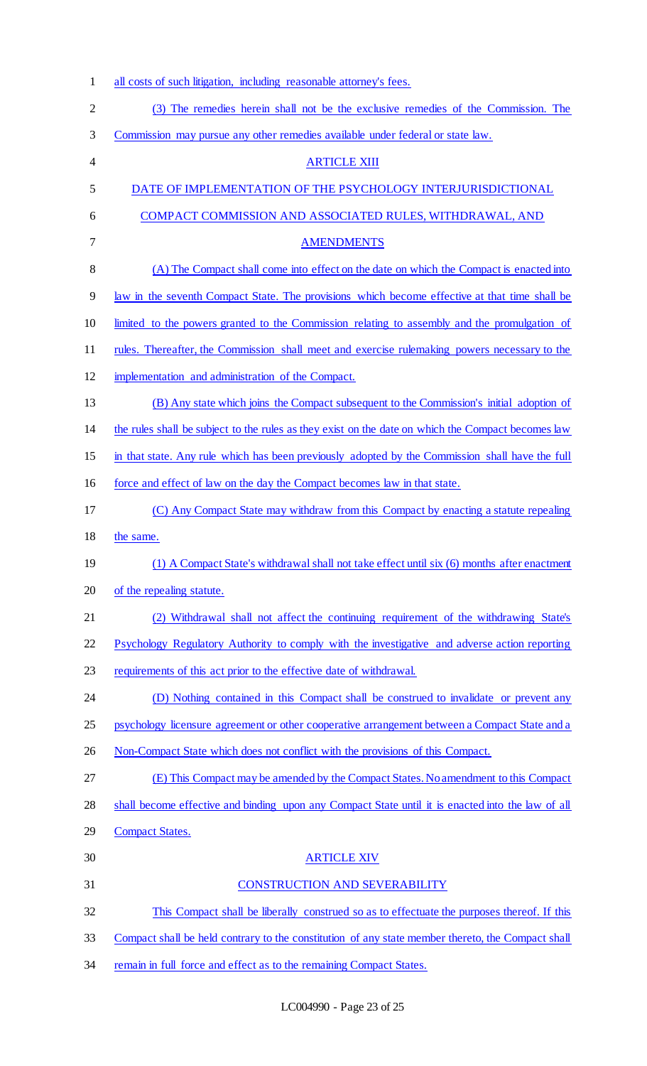all costs of such litigation, including reasonable attorney's fees.

(3) The remedies herein shall not be the exclusive remedies of the Commission. The Commission may pursue any other remedies available under federal or state law.

## ARTICLE XIII

## DATE OF IMPLEMENTATION OF THE PSYCHOLOGY INTERJURISDICTIONAL COMPACT COMMISSION AND ASSOCIATED RULES, WITHDRAWAL, AND AMENDMENTS

(A) The Compact shall come into effect on the date on which the Compact is enacted into law in the seventh Compact State. The provisions which become effective at that time shall be limited to the powers granted to the Commission relating to assembly and the promulgation of rules. Thereafter, the Commission shall meet and exercise rulemaking powers necessary to the implementation and administration of the Compact.

(B) Any state which joins the Compact subsequent to the Commission's initial adoption of the rules shall be subject to the rules as they exist on the date on which the Compact becomes law in that state. Any rule which has been previously adopted by the Commission shall have the full force and effect of law on the day the Compact becomes law in that state.

(C) Any Compact State may withdraw from this Compact by enacting a statute repealing the same.

(1) A Compact State's withdrawal shall not take effect until six (6) months after enactment of the repealing statute.

(2) Withdrawal shall not affect the continuing requirement of the withdrawing State's Psychology Regulatory Authority to comply with the investigative and adverse action reporting requirements of this act prior to the effective date of withdrawal.

(D) Nothing contained in this Compact shall be construed to invalidate or prevent any psychology licensure agreement or other cooperative arrangement between a Compact State and a Non-Compact State which does not conflict with the provisions of this Compact.

(E) This Compact may be amended by the Compact States. No amendment to this Compact shall become effective and binding upon any Compact State until it is enacted into the law of all Compact States.

## ARTICLE XIV

## CONSTRUCTION AND SEVERABILITY

This Compact shall be liberally construed so as to effectuate the purposes thereof. If this Compact shall be held contrary to the constitution of any state member thereto, the Compact shall remain in full force and effect as to the remaining Compact States.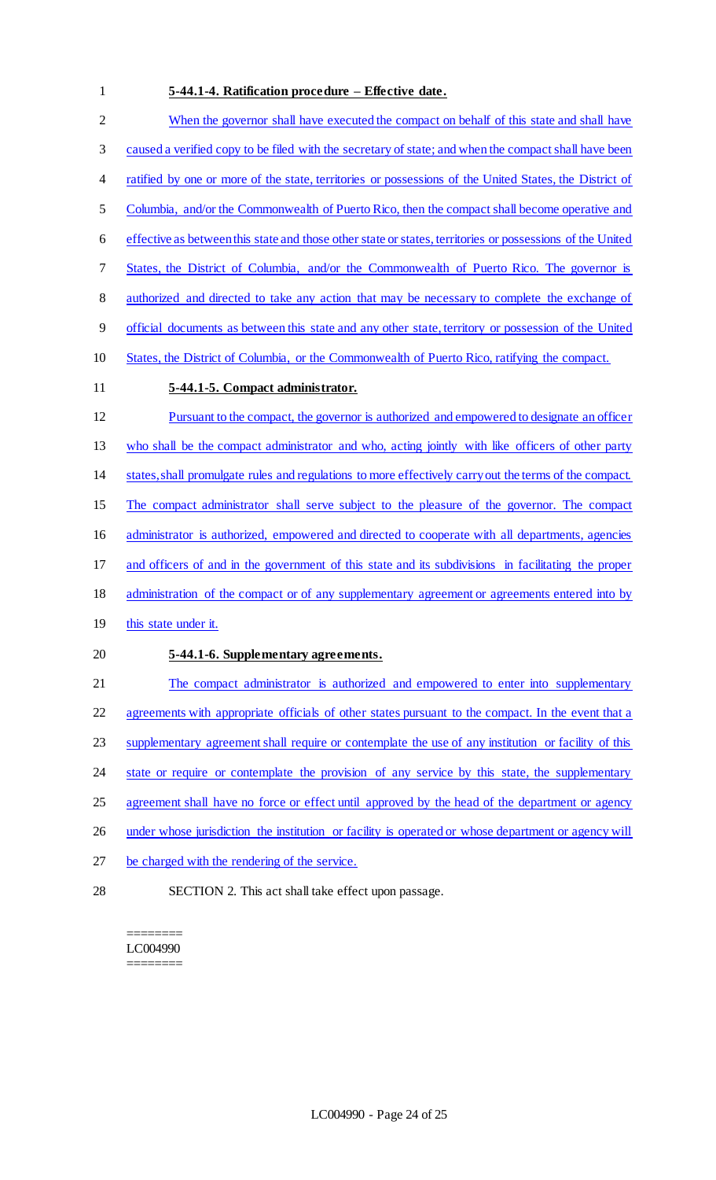**5-44.1-4. Ratification procedure – Effective date.**

When the governor shall have executed the compact on behalf of this state and shall have caused a verified copy to be filed with the secretary of state; and when the compact shall have been ratified by one or more of the state, territories or possessions of the United States, the District of Columbia, and/or the Commonwealth of Puerto Rico, then the compact shall become operative and effective as between this state and those other state or states, territories or possessions of the United States, the District of Columbia, and/or the Commonwealth of Puerto Rico. The governor is authorized and directed to take any action that may be necessary to complete the exchange of official documents as between this state and any other state, territory or possession of the United States, the District of Columbia, or the Commonwealth of Puerto Rico, ratifying the compact.

**5-44.1-5. Compact administrator.**

Pursuant to the compact, the governor is authorized and empowered to designate an officer who shall be the compact administrator and who, acting jointly with like officers of other party states, shall promulgate rules and regulations to more effectively carry out the terms of the compact. The compact administrator shall serve subject to the pleasure of the governor. The compact administrator is authorized, empowered and directed to cooperate with all departments, agencies and officers of and in the government of this state and its subdivisions in facilitating the proper administration of the compact or of any supplementary agreement or agreements entered into by this state under it.

**5-44.1-6. Supplementary agreements.**

The compact administrator is authorized and empowered to enter into supplementary agreements with appropriate officials of other states pursuant to the compact. In the event that a supplementary agreement shall require or contemplate the use of any institution or facility of this state or require or contemplate the provision of any service by this state, the supplementary agreement shall have no force or effect until approved by the head of the department or agency under whose jurisdiction the institution or facility is operated or whose department or agency will be charged with the rendering of the service.

SECTION 2. This act shall take effect upon passage.

========
LC004990
========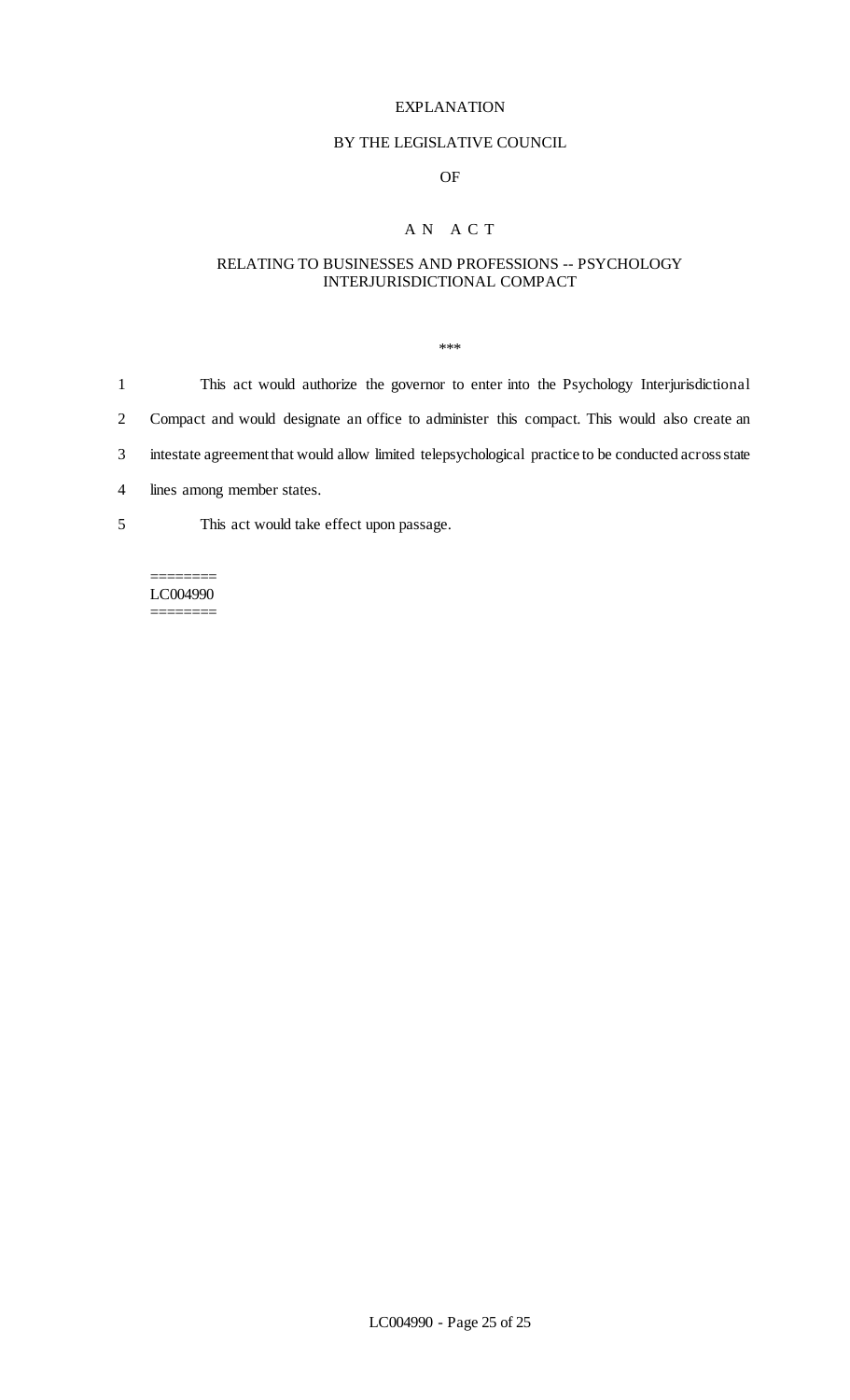EXPLANATION

BY THE LEGISLATIVE COUNCIL

OF

# A N A C T

RELATING TO BUSINESSES AND PROFESSIONS -- PSYCHOLOGY INTERJURISDICTIONAL COMPACT

***

This act would authorize the governor to enter into the Psychology Interjurisdictional Compact and would designate an office to administer this compact. This would also create an intestate agreement that would allow limited telepsychological practice to be conducted across state lines among member states.

This act would take effect upon passage.

========
LC004990
========